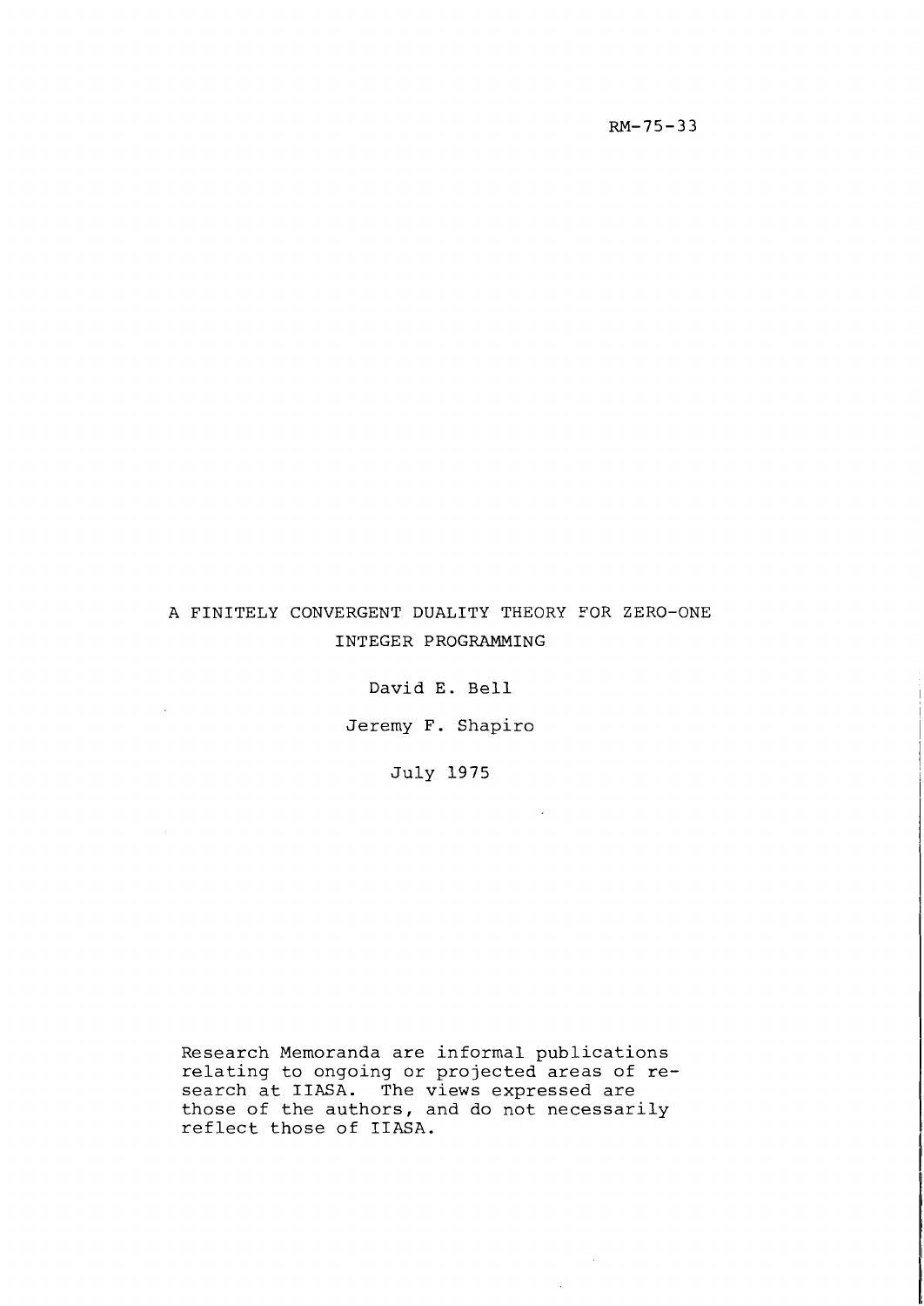RM-75-33

# A FINITELY CONVERGENT DUALITY THEORY FOR ZERO-ONE INTEGER PROGRAMMING

David E. Bell

Jeremy F. Shapiro

July 1975

Research Memoranda are informal publications relating to ongoing or projected areas of research at IIASA. The views expressed are those of the authors, and do not necessarily reflect those of IIASA.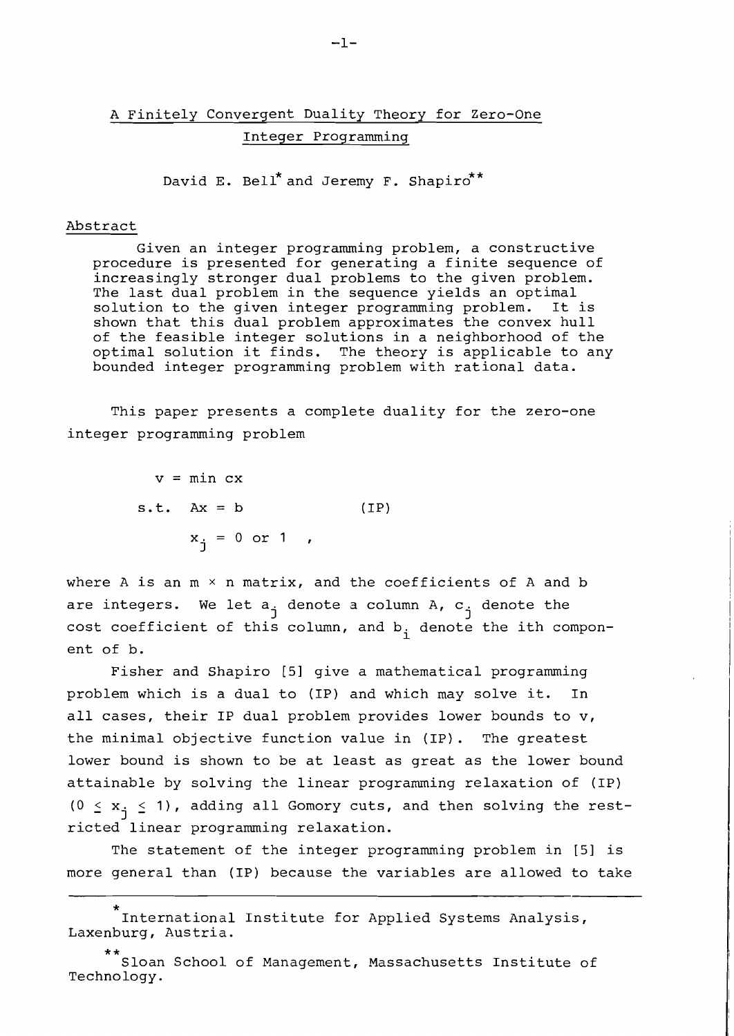# A Finitely Convergent Duality Theory for Zero-One Integer Programming

David E. Bell* and Jeremy F. Shapiro**

## Abstract

Given an integer programming problem, a constructive procedure is presented for generating a finite sequence of increasingly stronger dual problems to the given problem. The last dual problem in the sequence yields an optimal solution to the given integer programming problem. It is shown that this dual problem approximates the convex hull of the feasible integer solutions in a neighborhood of the optimal solution it finds. The theory is applicable to any bounded integer programming problem with rational data.

This paper presents a complete duality for the zero-one integer programming problem

$$
\begin{aligned}
v = \min\ & cx \\
\text{s.t.}\ & Ax = b \qquad\qquad \text{(IP)} \\
& x_j = 0 \text{ or } 1 \quad ,
\end{aligned}
$$

where A is an $m \times n$ matrix, and the coefficients of A and b are integers. We let $a_j$ denote a column A, $c_j$ denote the cost coefficient of this column, and $b_i$ denote the ith component of b.

Fisher and Shapiro [5] give a mathematical programming problem which is a dual to (IP) and which may solve it. In all cases, their IP dual problem provides lower bounds to v, the minimal objective function value in (IP). The greatest lower bound is shown to be at least as great as the lower bound attainable by solving the linear programming relaxation of (IP) ($0 \leq x_j \leq 1$), adding all Gomory cuts, and then solving the restricted linear programming relaxation.

The statement of the integer programming problem in [5] is more general than (IP) because the variables are allowed to take

---

* International Institute for Applied Systems Analysis, Laxenburg, Austria.

** Sloan School of Management, Massachusetts Institute of Technology.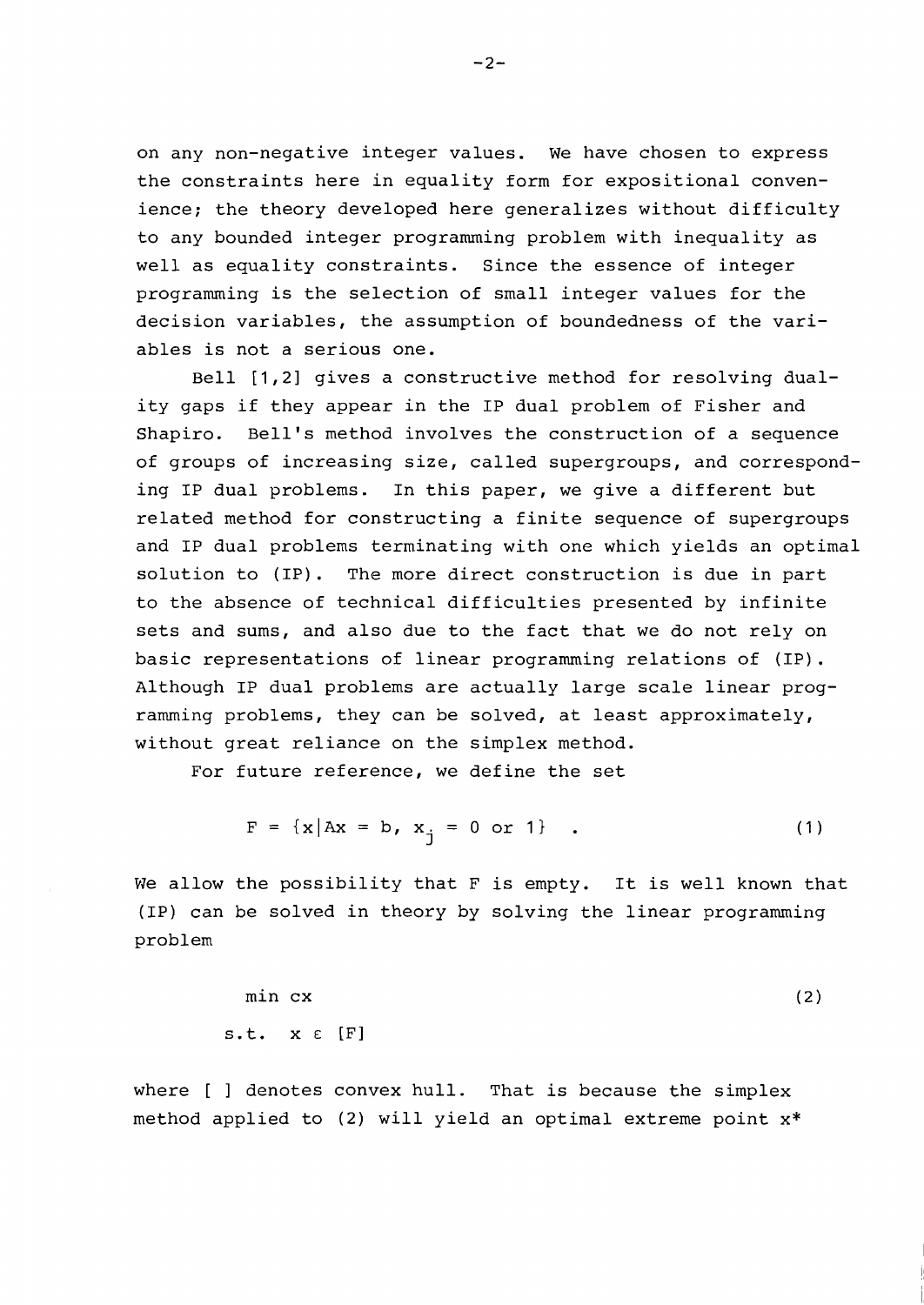on any non-negative integer values. We have chosen to express the constraints here in equality form for expositional convenience; the theory developed here generalizes without difficulty to any bounded integer programming problem with inequality as well as equality constraints. Since the essence of integer programming is the selection of small integer values for the decision variables, the assumption of boundedness of the variables is not a serious one.

Bell [1,2] gives a constructive method for resolving duality gaps if they appear in the IP dual problem of Fisher and Shapiro. Bell's method involves the construction of a sequence of groups of increasing size, called supergroups, and corresponding IP dual problems. In this paper, we give a different but related method for constructing a finite sequence of supergroups and IP dual problems terminating with one which yields an optimal solution to (IP). The more direct construction is due in part to the absence of technical difficulties presented by infinite sets and sums, and also due to the fact that we do not rely on basic representations of linear programming relations of (IP). Although IP dual problems are actually large scale linear programming problems, they can be solved, at least approximately, without great reliance on the simplex method.

For future reference, we define the set

$$F = \{x | Ax = b, \ x_j = 0 \text{ or } 1\} \quad . \tag{1}$$

We allow the possibility that F is empty. It is well known that (IP) can be solved in theory by solving the linear programming problem

$$\begin{aligned} &\min \ cx \\ &\text{s.t.} \ \ x \in [F] \end{aligned} \tag{2}$$

where [ ] denotes convex hull. That is because the simplex method applied to (2) will yield an optimal extreme point $x^*$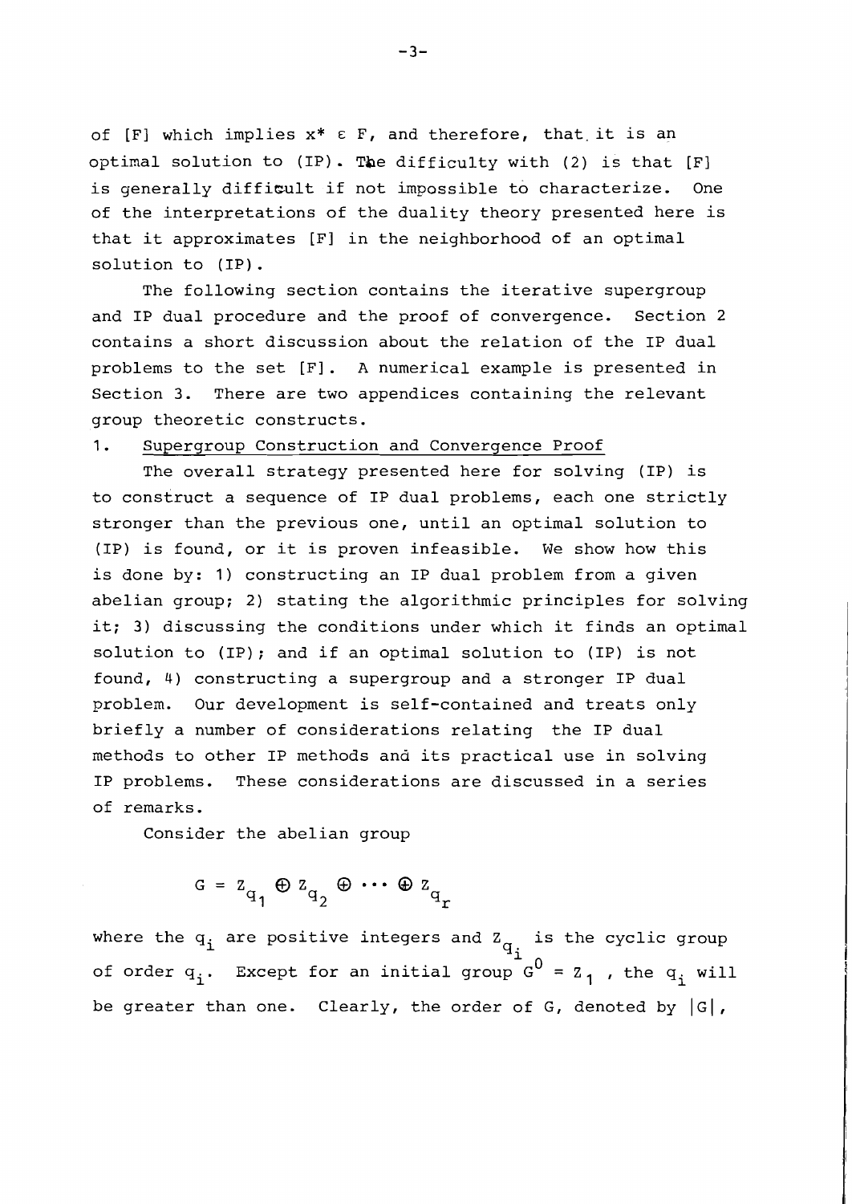of [F] which implies $x^* \in F$, and therefore, that it is an optimal solution to (IP). The difficulty with (2) is that [F] is generally difficult if not impossible to characterize. One of the interpretations of the duality theory presented here is that it approximates [F] in the neighborhood of an optimal solution to (IP).

The following section contains the iterative supergroup and IP dual procedure and the proof of convergence. Section 2 contains a short discussion about the relation of the IP dual problems to the set [F]. A numerical example is presented in Section 3. There are two appendices containing the relevant group theoretic constructs.

## 1. Supergroup Construction and Convergence Proof

The overall strategy presented here for solving (IP) is to construct a sequence of IP dual problems, each one strictly stronger than the previous one, until an optimal solution to (IP) is found, or it is proven infeasible. We show how this is done by: 1) constructing an IP dual problem from a given abelian group; 2) stating the algorithmic principles for solving it; 3) discussing the conditions under which it finds an optimal solution to (IP); and if an optimal solution to (IP) is not found, 4) constructing a supergroup and a stronger IP dual problem. Our development is self-contained and treats only briefly a number of considerations relating the IP dual methods to other IP methods and its practical use in solving IP problems. These considerations are discussed in a series of remarks.

Consider the abelian group

$$G = Z_{q_1} \oplus Z_{q_2} \oplus \cdots \oplus Z_{q_r}$$

where the $q_i$ are positive integers and $Z_{q_i}$ is the cyclic group of order $q_i$. Except for an initial group $G^0 = Z_1$, the $q_i$ will be greater than one. Clearly, the order of G, denoted by $|G|$,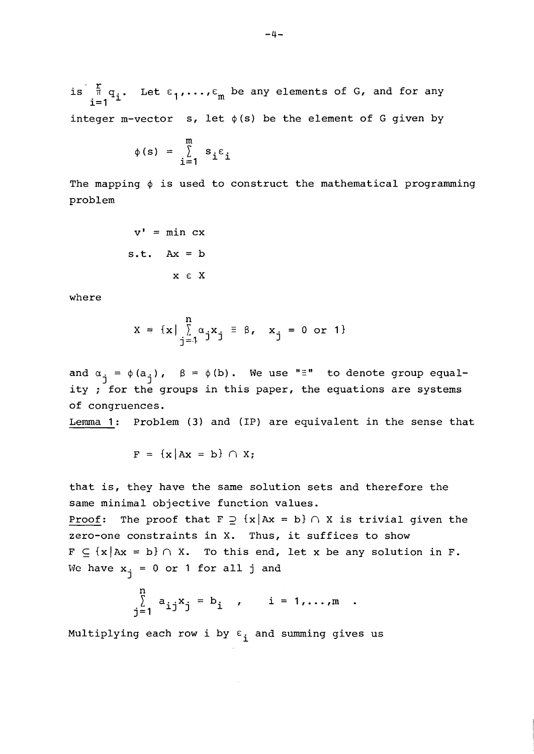is $\prod_{i=1}^{r} q_i$. Let $\varepsilon_1, \ldots, \varepsilon_m$ be any elements of G, and for any integer m-vector s, let $\phi(s)$ be the element of G given by

$$\phi(s) = \sum_{i=1}^{m} s_i \varepsilon_i$$

The mapping $\phi$ is used to construct the mathematical programming problem

$$\begin{aligned} v' &= \min cx \\ \text{s.t.} \quad & Ax = b \\ & x \in X \end{aligned}$$

where

$$X = \{x | \sum_{j=1}^{n} \alpha_j x_j \equiv \beta, \quad x_j = 0 \text{ or } 1\}$$

and $\alpha_j = \phi(a_j)$, $\beta = \phi(b)$. We use "$\equiv$" to denote group equality ; for the groups in this paper, the equations are systems of congruences.

Lemma 1: Problem (3) and (IP) are equivalent in the sense that

$$F = \{x | Ax = b\} \cap X;$$

that is, they have the same solution sets and therefore the same minimal objective function values.

Proof: The proof that $F \supseteq \{x | Ax = b\} \cap X$ is trivial given the zero-one constraints in X. Thus, it suffices to show $F \subseteq \{x | Ax = b\} \cap X$. To this end, let x be any solution in F. We have $x_j = 0$ or 1 for all j and

$$\sum_{j=1}^{n} a_{ij} x_j = b_i \quad , \qquad i = 1, \ldots, m \quad .$$

Multiplying each row i by $\varepsilon_i$ and summing gives us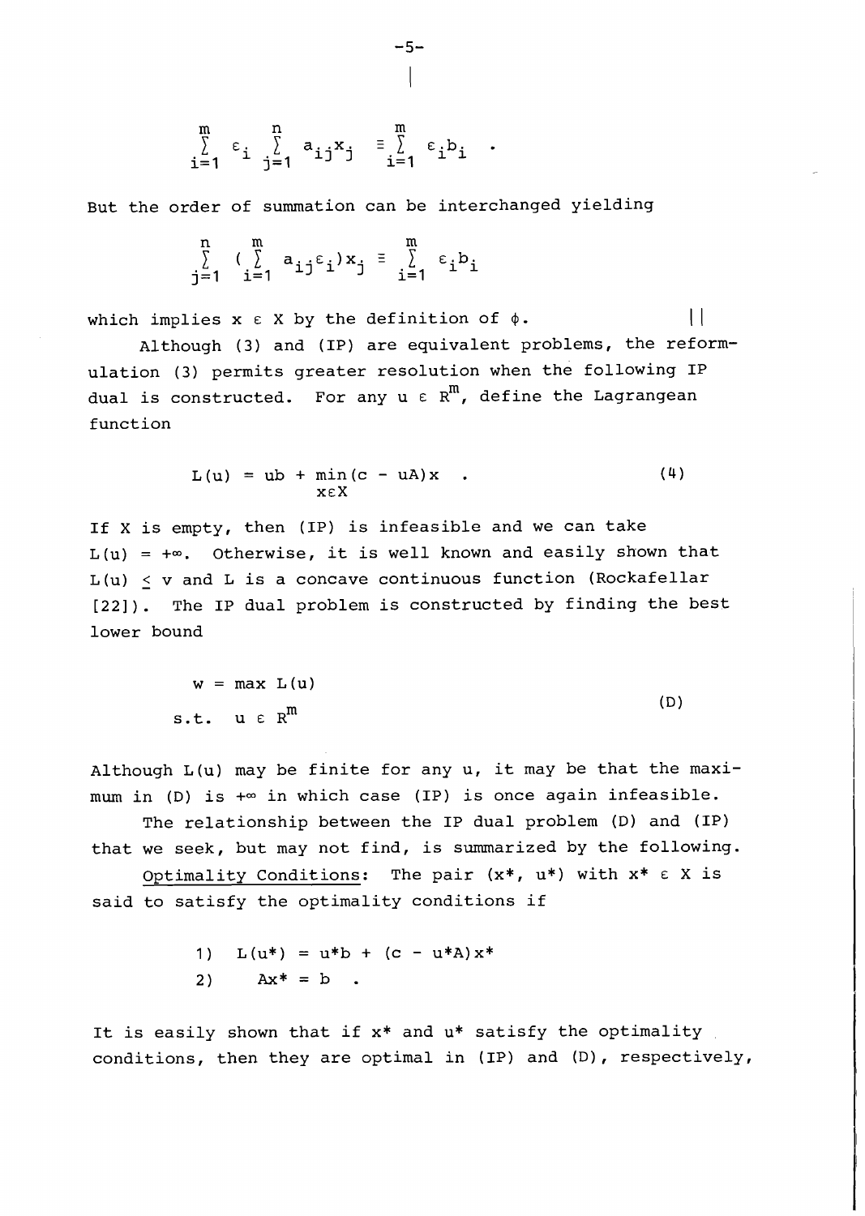$$\sum_{i=1}^{m} \varepsilon_i \sum_{j=1}^{n} a_{ij} x_j \equiv \sum_{i=1}^{m} \varepsilon_i b_i \quad .$$

But the order of summation can be interchanged yielding

$$\sum_{j=1}^{n} \left( \sum_{i=1}^{m} a_{ij} \varepsilon_i \right) x_j \equiv \sum_{i=1}^{m} \varepsilon_i b_i$$

which implies $x \in X$ by the definition of $\phi$. ||

Although (3) and (IP) are equivalent problems, the reformulation (3) permits greater resolution when the following IP dual is constructed. For any $u \in R^m$, define the Lagrangean function

$$L(u) = ub + \min_{x \in X} (c - uA)x \quad . \tag{4}$$

If X is empty, then (IP) is infeasible and we can take $L(u) = +\infty$. Otherwise, it is well known and easily shown that $L(u) \leq v$ and L is a concave continuous function (Rockafellar [22]). The IP dual problem is constructed by finding the best lower bound

$$\begin{aligned} w &= \max L(u) \\ \text{s.t.} \quad & u \in R^m \end{aligned} \tag{D}$$

Although L(u) may be finite for any u, it may be that the maximum in (D) is $+\infty$ in which case (IP) is once again infeasible.

The relationship between the IP dual problem (D) and (IP) that we seek, but may not find, is summarized by the following.

Optimality Conditions: The pair $(x^*, u^*)$ with $x^* \in X$ is said to satisfy the optimality conditions if

1) $L(u^*) = u^*b + (c - u^*A)x^*$
2) $Ax^* = b$ .

It is easily shown that if $x^*$ and $u^*$ satisfy the optimality conditions, then they are optimal in (IP) and (D), respectively,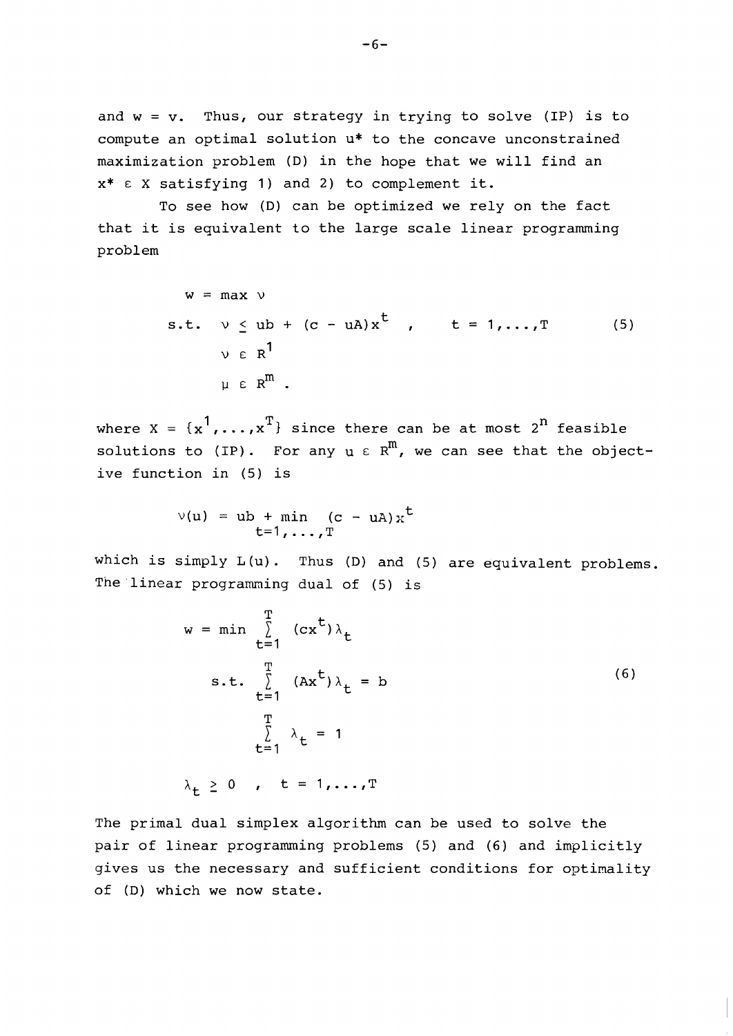and $w = v$. Thus, our strategy in trying to solve (IP) is to compute an optimal solution $u^*$ to the concave unconstrained maximization problem (D) in the hope that we will find an $x^* \varepsilon X$ satisfying 1) and 2) to complement it.

To see how (D) can be optimized we rely on the fact that it is equivalent to the large scale linear programming problem

$$
\begin{aligned}
w = \max\ & \nu \\
\text{s.t.}\ & \nu \leq ub + (c - uA)x^t \quad , \qquad t = 1,\ldots,T \\
& \nu \ \varepsilon \ R^1 \\
& \mu \ \varepsilon \ R^m \ .
\end{aligned}
\tag{5}
$$

where $X = \{x^1,\ldots,x^T\}$ since there can be at most $2^n$ feasible solutions to (IP). For any $u \ \varepsilon \ R^m$, we can see that the objective function in (5) is

$$\nu(u) = ub + \min_{t=1,\ldots,T} (c - uA)x^t$$

which is simply $L(u)$. Thus (D) and (5) are equivalent problems. The linear programming dual of (5) is

$$
\begin{aligned}
w = \min\ & \sum_{t=1}^{T} (cx^t)\lambda_t \\
\text{s.t.}\ & \sum_{t=1}^{T} (Ax^t)\lambda_t = b \\
& \sum_{t=1}^{T} \lambda_t = 1 \\
& \lambda_t \geq 0 \quad , \quad t = 1,\ldots,T
\end{aligned}
\tag{6}
$$

The primal dual simplex algorithm can be used to solve the pair of linear programming problems (5) and (6) and implicitly gives us the necessary and sufficient conditions for optimality of (D) which we now state.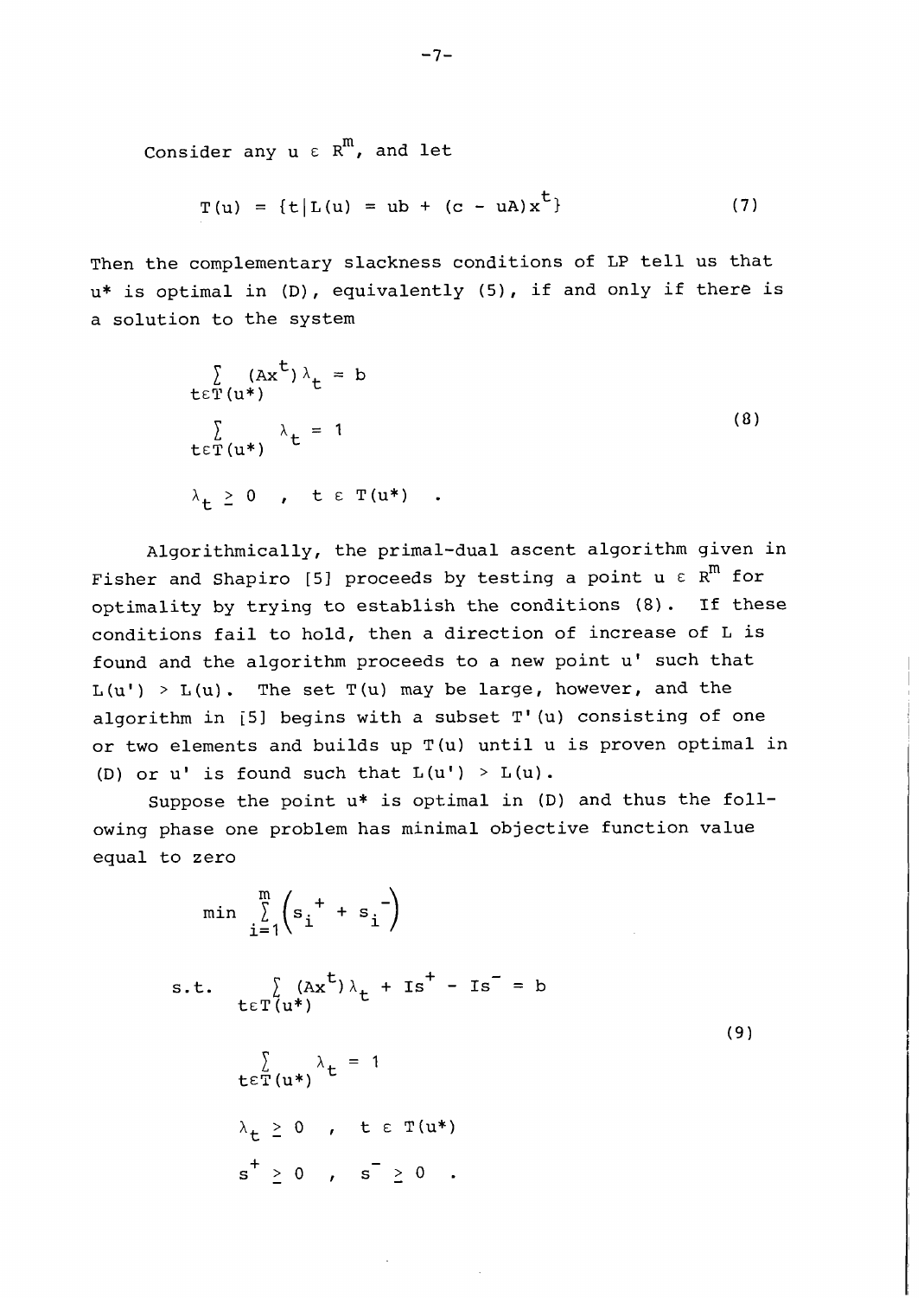Consider any $u \in R^m$, and let

$$T(u) = \{t | L(u) = ub + (c - uA)x^t\} \tag{7}$$

Then the complementary slackness conditions of LP tell us that $u^*$ is optimal in (D), equivalently (5), if and only if there is a solution to the system

$$\begin{aligned} &\sum_{t \in T(u^*)} (Ax^t)\lambda_t = b \\ &\sum_{t \in T(u^*)} \lambda_t = 1 \\ &\lambda_t \geq 0 \quad , \quad t \in T(u^*) \quad . \end{aligned} \tag{8}$$

Algorithmically, the primal-dual ascent algorithm given in Fisher and Shapiro [5] proceeds by testing a point $u \in R^m$ for optimality by trying to establish the conditions (8). If these conditions fail to hold, then a direction of increase of L is found and the algorithm proceeds to a new point $u'$ such that $L(u') > L(u)$. The set $T(u)$ may be large, however, and the algorithm in [5] begins with a subset $T'(u)$ consisting of one or two elements and builds up $T(u)$ until u is proven optimal in (D) or $u'$ is found such that $L(u') > L(u)$.

Suppose the point $u^*$ is optimal in (D) and thus the following phase one problem has minimal objective function value equal to zero

$$\begin{aligned} \min \quad & \sum_{i=1}^{m} \left(s_i^+ + s_i^-\right) \\ \text{s.t.} \quad & \sum_{t \in T(u^*)} (Ax^t)\lambda_t + Is^+ - Is^- = b \\ & \sum_{t \in T(u^*)} \lambda_t = 1 \\ & \lambda_t \geq 0 \quad , \quad t \in T(u^*) \\ & s^+ \geq 0 \quad , \quad s^- \geq 0 \quad . \end{aligned} \tag{9}$$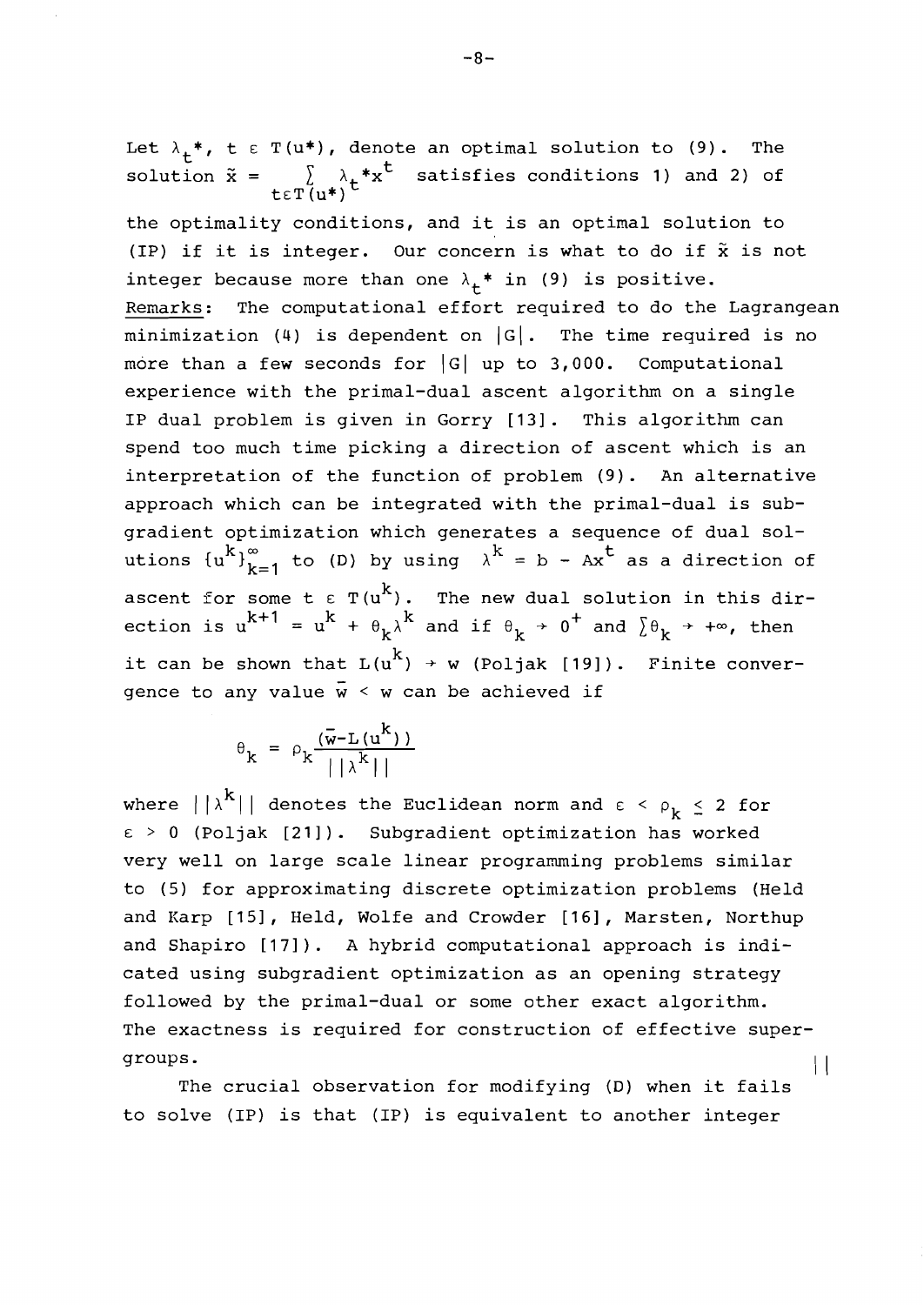Let $\lambda_t^*$, $t \in T(u^*)$, denote an optimal solution to (9). The solution $\tilde{x} = \sum_{t \in T(u^*)} \lambda_t^* x^t$ satisfies conditions 1) and 2) of the optimality conditions, and it is an optimal solution to (IP) if it is integer. Our concern is what to do if $\tilde{x}$ is not integer because more than one $\lambda_t^*$ in (9) is positive.

Remarks: The computational effort required to do the Lagrangean minimization (4) is dependent on $|G|$. The time required is no more than a few seconds for $|G|$ up to 3,000. Computational experience with the primal-dual ascent algorithm on a single IP dual problem is given in Gorry [13]. This algorithm can spend too much time picking a direction of ascent which is an interpretation of the function of problem (9). An alternative approach which can be integrated with the primal-dual is subgradient optimization which generates a sequence of dual solutions $\{u^k\}_{k=1}^{\infty}$ to (D) by using $\lambda^k = b - Ax^t$ as a direction of ascent for some $t \in T(u^k)$. The new dual solution in this direction is $u^{k+1} = u^k + \theta_k \lambda^k$ and if $\theta_k \to 0^+$ and $\sum \theta_k \to +\infty$, then it can be shown that $L(u^k) \to w$ (Poljak [19]). Finite convergence to any value $\bar{w} < w$ can be achieved if

$$\theta_k = \rho_k \frac{(\bar{w} - L(u^k))}{||\lambda^k||}$$

where $||\lambda^k||$ denotes the Euclidean norm and $\varepsilon < \rho_k \leq 2$ for $\varepsilon > 0$ (Poljak [21]). Subgradient optimization has worked very well on large scale linear programming problems similar to (5) for approximating discrete optimization problems (Held and Karp [15], Held, Wolfe and Crowder [16], Marsten, Northup and Shapiro [17]). A hybrid computational approach is indicated using subgradient optimization as an opening strategy followed by the primal-dual or some other exact algorithm. The exactness is required for construction of effective supergroups. ||

The crucial observation for modifying (D) when it fails to solve (IP) is that (IP) is equivalent to another integer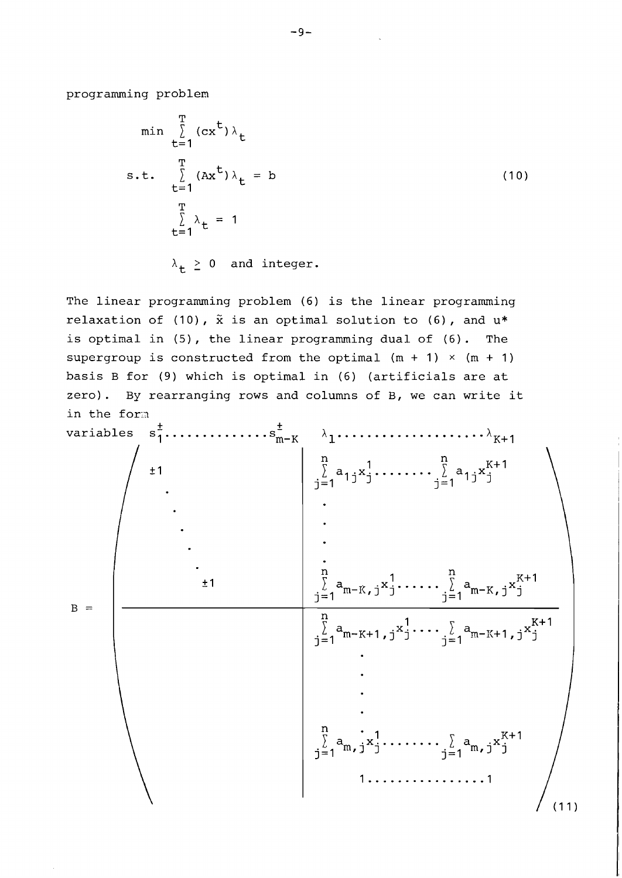programming problem

$$
\begin{aligned}
\min \ & \sum_{t=1}^{T} (cx^t)\lambda_t \\
\text{s.t.} \ & \sum_{t=1}^{T} (Ax^t)\lambda_t = b \\
& \sum_{t=1}^{T} \lambda_t = 1 \\
& \lambda_t \geq 0 \text{ and integer.}
\end{aligned}
\tag{10}
$$

The linear programming problem (6) is the linear programming relaxation of (10), $\tilde{x}$ is an optimal solution to (6), and $u^*$ is optimal in (5), the linear programming dual of (6). The supergroup is constructed from the optimal $(m + 1) \times (m + 1)$ basis B for (9) which is optimal in (6) (artificials are at zero). By rearranging rows and columns of B, we can write it in the form

$$
\begin{array}{ll}
\text{variables} & s_1^{\pm} \cdots\cdots s_{m-K}^{\pm} \qquad\qquad \lambda_1 \cdots\cdots\cdots \lambda_{K+1}
\end{array}
$$

$$
B = \left(
\begin{array}{ccc|ccc}
\pm 1 & & & \sum_{j=1}^{n} a_{1j}x_j^1 & \cdots & \sum_{j=1}^{n} a_{1j}x_j^{K+1} \\
& \ddots & & \vdots & & \vdots \\
& & \pm 1 & \sum_{j=1}^{n} a_{m-K,j}x_j^1 & \cdots & \sum_{j=1}^{n} a_{m-K,j}x_j^{K+1} \\
\hline
& & & \sum_{j=1}^{n} a_{m-K+1,j}x_j^1 & \cdots & \sum_{j=1} a_{m-K+1,j}x_j^{K+1} \\
& & & \vdots & & \vdots \\
& & & \sum_{j=1}^{n} a_{m,j}x_j^1 & \cdots & \sum_{j=1} a_{m,j}x_j^{K+1} \\
& & & 1 & \cdots & 1
\end{array}
\right)
\tag{11}
$$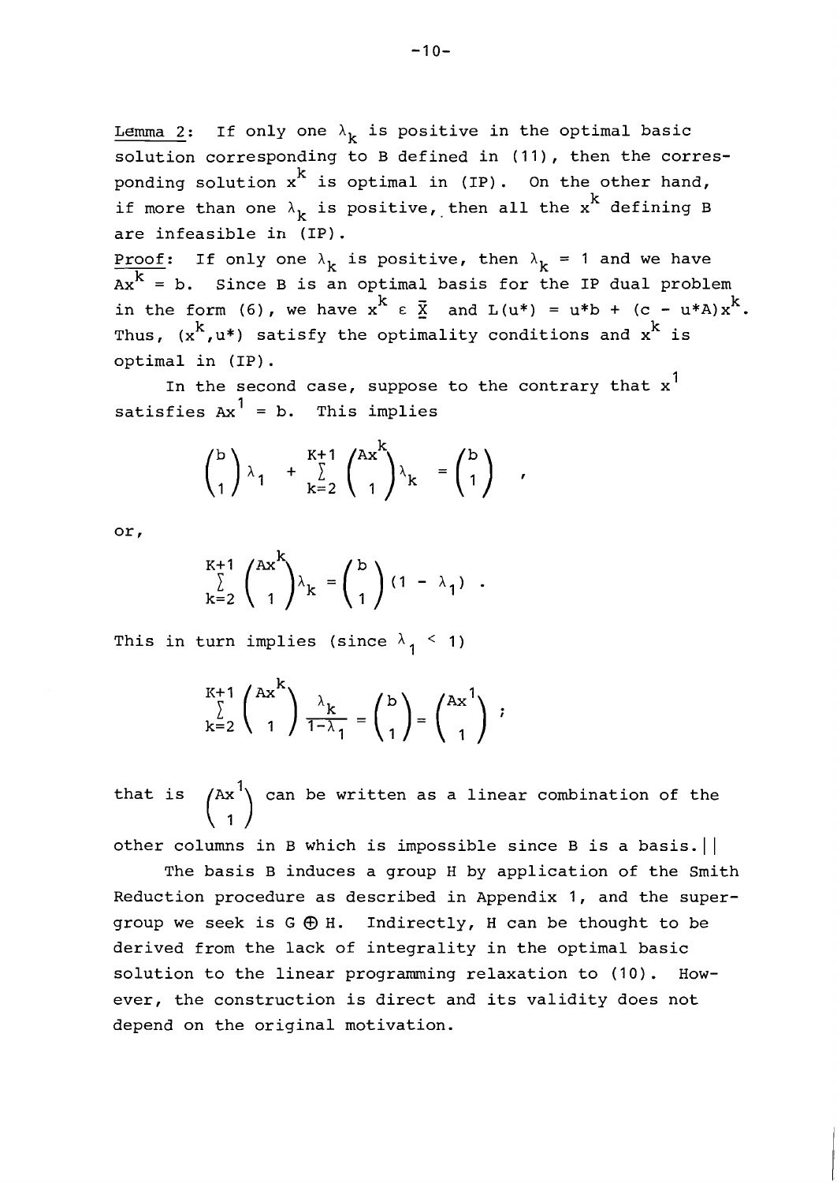Lemma 2: If only one $\lambda_k$ is positive in the optimal basic solution corresponding to B defined in (11), then the corresponding solution $x^k$ is optimal in (IP). On the other hand, if more than one $\lambda_k$ is positive, then all the $x^k$ defining B are infeasible in (IP).

Proof: If only one $\lambda_k$ is positive, then $\lambda_k = 1$ and we have $Ax^k = b$. Since B is an optimal basis for the IP dual problem in the form (6), we have $x^k \in \bar{X}$ and $L(u^*) = u^*b + (c - u^*A)x^k$. Thus, $(x^k, u^*)$ satisfy the optimality conditions and $x^k$ is optimal in (IP).

In the second case, suppose to the contrary that $x^1$ satisfies $Ax^1 = b$. This implies

$$\begin{pmatrix} b \\ 1 \end{pmatrix} \lambda_1 + \sum_{k=2}^{K+1} \begin{pmatrix} Ax^k \\ 1 \end{pmatrix} \lambda_k = \begin{pmatrix} b \\ 1 \end{pmatrix} ,$$

or,

$$\sum_{k=2}^{K+1} \begin{pmatrix} Ax^k \\ 1 \end{pmatrix} \lambda_k = \begin{pmatrix} b \\ 1 \end{pmatrix} (1 - \lambda_1) .$$

This in turn implies (since $\lambda_1 < 1$)

$$\sum_{k=2}^{K+1} \begin{pmatrix} Ax^k \\ 1 \end{pmatrix} \frac{\lambda_k}{1-\lambda_1} = \begin{pmatrix} b \\ 1 \end{pmatrix} = \begin{pmatrix} Ax^1 \\ 1 \end{pmatrix} ;$$

that is $\begin{pmatrix} Ax^1 \\ 1 \end{pmatrix}$ can be written as a linear combination of the other columns in B which is impossible since B is a basis.||

The basis B induces a group H by application of the Smith Reduction procedure as described in Appendix 1, and the supergroup we seek is $G \oplus H$. Indirectly, H can be thought to be derived from the lack of integrality in the optimal basic solution to the linear programming relaxation to (10). However, the construction is direct and its validity does not depend on the original motivation.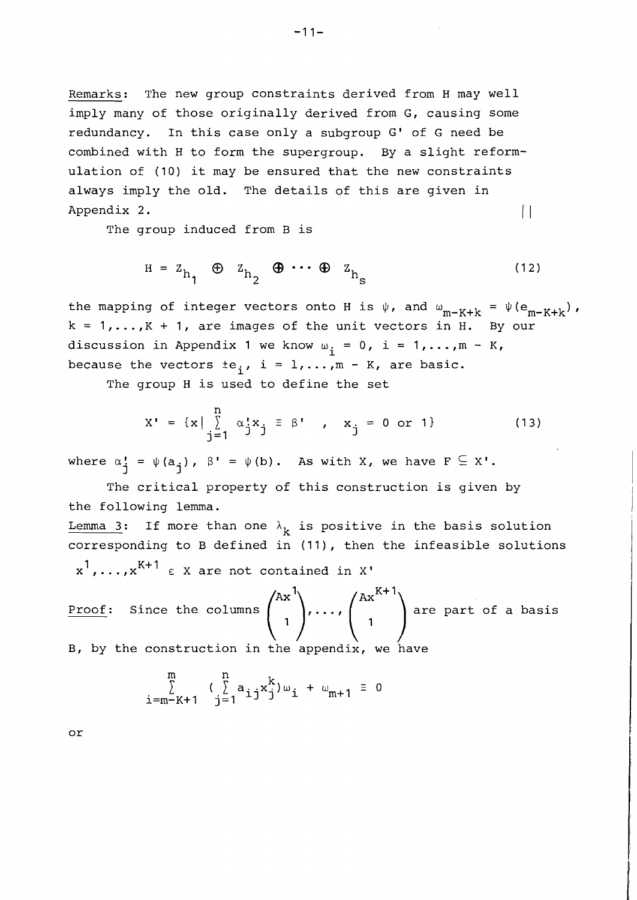Remarks: The new group constraints derived from H may well imply many of those originally derived from G, causing some redundancy. In this case only a subgroup G' of G need be combined with H to form the supergroup. By a slight reformulation of (10) it may be ensured that the new constraints always imply the old. The details of this are given in Appendix 2. ||

The group induced from B is

$$H = Z_{h_1} \oplus Z_{h_2} \oplus \cdots \oplus Z_{h_s} \tag{12}$$

the mapping of integer vectors onto H is $\psi$, and $\omega_{m-K+k} = \psi(e_{m-K+k})$, $k = 1,\ldots,K+1$, are images of the unit vectors in H. By our discussion in Appendix 1 we know $\omega_i = 0$, $i = 1,\ldots,m-K$, because the vectors $\pm e_i$, $i = 1,\ldots,m-K$, are basic.

The group H is used to define the set

$$X' = \{x \mid \sum_{j=1}^{n} \alpha_j' x_j \equiv \beta' \quad , \quad x_j = 0 \text{ or } 1\} \tag{13}$$

where $\alpha_j' = \psi(a_j)$, $\beta' = \psi(b)$. As with X, we have $F \subseteq X'$.

The critical property of this construction is given by the following lemma.

Lemma 3: If more than one $\lambda_k$ is positive in the basis solution corresponding to B defined in (11), then the infeasible solutions $x^1,\ldots,x^{K+1} \in X$ are not contained in X'

Proof: Since the columns $\begin{pmatrix} Ax^1 \\ 1 \end{pmatrix},\ldots,\begin{pmatrix} Ax^{K+1} \\ 1 \end{pmatrix}$ are part of a basis B, by the construction in the appendix, we have

$$\sum_{i=m-K+1}^{m} \left(\sum_{j=1}^{n} a_{ij} x_j^k\right)\omega_i + \omega_{m+1} \equiv 0$$

or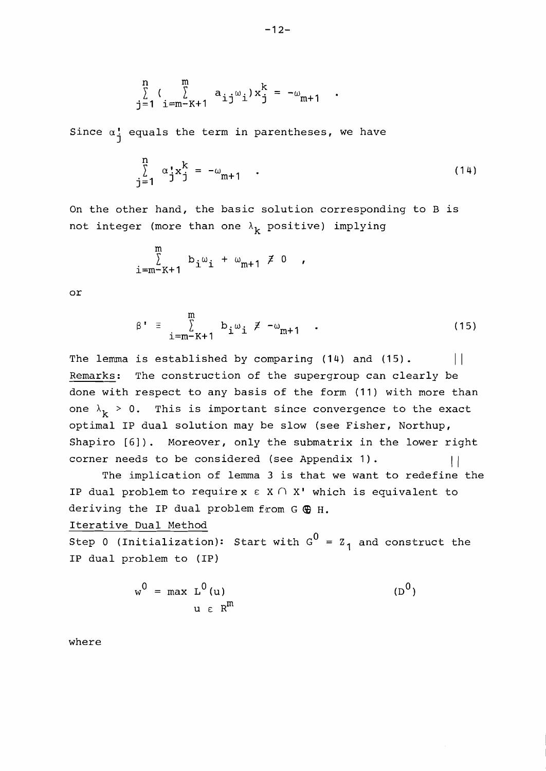$$\sum_{j=1}^{n} \left( \sum_{i=m-K+1}^{m} a_{ij}\omega_i \right) x_j^k = -\omega_{m+1} \quad .$$

Since $\alpha_j'$ equals the term in parentheses, we have

$$\sum_{j=1}^{n} \alpha_j' x_j^k = -\omega_{m+1} \quad . \tag{14}$$

On the other hand, the basic solution corresponding to B is not integer (more than one $\lambda_k$ positive) implying

$$\sum_{i=m-K+1}^{m} b_i\omega_i + \omega_{m+1} \not\equiv 0 \quad ,$$

or

$$\beta' \equiv \sum_{i=m-K+1}^{m} b_i\omega_i \not\equiv -\omega_{m+1} \quad . \tag{15}$$

The lemma is established by comparing (14) and (15). ||

Remarks: The construction of the supergroup can clearly be done with respect to any basis of the form (11) with more than one $\lambda_k > 0$. This is important since convergence to the exact optimal IP dual solution may be slow (see Fisher, Northup, Shapiro [6]). Moreover, only the submatrix in the lower right corner needs to be considered (see Appendix 1). ||

The implication of lemma 3 is that we want to redefine the IP dual problem to require $x \in X \cap X'$ which is equivalent to deriving the IP dual problem from $G \oplus H$.

Iterative Dual Method

Step 0 (Initialization): Start with $G^0 = Z_1$ and construct the IP dual problem to (IP)

$$w^0 = \max_{u \in R^m} L^0(u) \tag{$D^0$}$$

where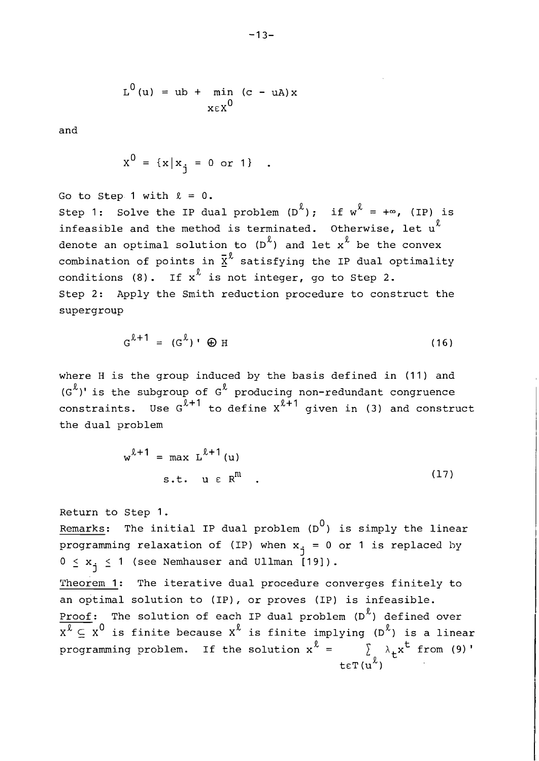$$L^0(u) = ub + \min_{x \in X^0} (c - uA)x$$

and

$$X^0 = \{x | x_j = 0 \text{ or } 1\} \quad .$$

Go to Step 1 with $\ell = 0$.

Step 1: Solve the IP dual problem $(D^\ell)$; if $w^\ell = +\infty$, (IP) is infeasible and the method is terminated. Otherwise, let $u^\ell$ denote an optimal solution to $(D^\ell)$ and let $x^\ell$ be the convex combination of points in $\bar{X}^\ell$ satisfying the IP dual optimality conditions (8). If $x^\ell$ is not integer, go to Step 2.

Step 2: Apply the Smith reduction procedure to construct the supergroup

$$G^{\ell+1} = (G^\ell)' \oplus H \tag{16}$$

where H is the group induced by the basis defined in (11) and $(G^\ell)'$ is the subgroup of $G^\ell$ producing non-redundant congruence constraints. Use $G^{\ell+1}$ to define $X^{\ell+1}$ given in (3) and construct the dual problem

$$\begin{aligned} w^{\ell+1} &= \max L^{\ell+1}(u) \\ &\text{s.t. } u \in R^m \quad . \end{aligned} \tag{17}$$

Return to Step 1.

Remarks: The initial IP dual problem $(D^0)$ is simply the linear programming relaxation of (IP) when $x_j = 0$ or $1$ is replaced by $0 \leq x_j \leq 1$ (see Nemhauser and Ullman [19]).

Theorem 1: The iterative dual procedure converges finitely to an optimal solution to (IP), or proves (IP) is infeasible.

Proof: The solution of each IP dual problem $(D^\ell)$ defined over $X^\ell \subseteq X^0$ is finite because $X^\ell$ is finite implying $(D^\ell)$ is a linear programming problem. If the solution $x^\ell = \sum_{t \in T(u^\ell)} \lambda_t x^t$ from (9)'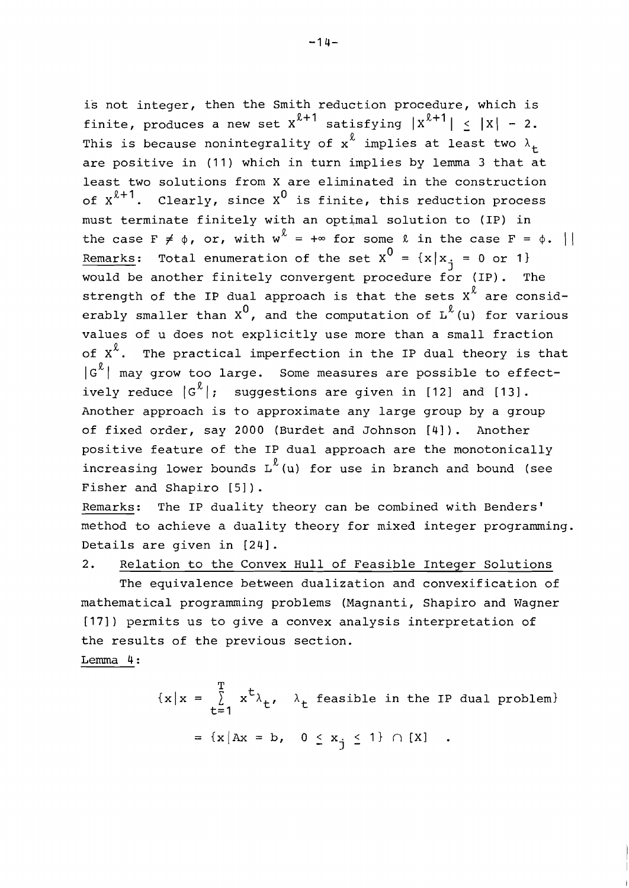is not integer, then the Smith reduction procedure, which is finite, produces a new set $X^{\ell+1}$ satisfying $|X^{\ell+1}| \leq |X| - 2$. This is because nonintegrality of $x^{\ell}$ implies at least two $\lambda_t$ are positive in (11) which in turn implies by lemma 3 that at least two solutions from X are eliminated in the construction of $X^{\ell+1}$. Clearly, since $X^0$ is finite, this reduction process must terminate finitely with an optimal solution to (IP) in the case $F \neq \phi$, or, with $w^{\ell} = +\infty$ for some $\ell$ in the case $F = \phi$. ||

Remarks: Total enumeration of the set $X^0 = \{x | x_j = 0 \text{ or } 1\}$ would be another finitely convergent procedure for (IP). The strength of the IP dual approach is that the sets $X^{\ell}$ are considerably smaller than $X^0$, and the computation of $L^{\ell}(u)$ for various values of u does not explicitly use more than a small fraction of $X^{\ell}$. The practical imperfection in the IP dual theory is that $|G^{\ell}|$ may grow too large. Some measures are possible to effectively reduce $|G^{\ell}|$; suggestions are given in [12] and [13]. Another approach is to approximate any large group by a group of fixed order, say 2000 (Burdet and Johnson [4]). Another positive feature of the IP dual approach are the monotonically increasing lower bounds $L^{\ell}(u)$ for use in branch and bound (see Fisher and Shapiro [5]).

Remarks: The IP duality theory can be combined with Benders' method to achieve a duality theory for mixed integer programming. Details are given in [24].

## 2. Relation to the Convex Hull of Feasible Integer Solutions

The equivalence between dualization and convexification of mathematical programming problems (Magnanti, Shapiro and Wagner [17]) permits us to give a convex analysis interpretation of the results of the previous section.

Lemma 4:

$$\{x | x = \sum_{t=1}^{T} x^t \lambda_t, \ \lambda_t \text{ feasible in the IP dual problem}\}$$

$$= \{x | Ax = b, \ 0 \leq x_j \leq 1\} \cap [X] \quad .$$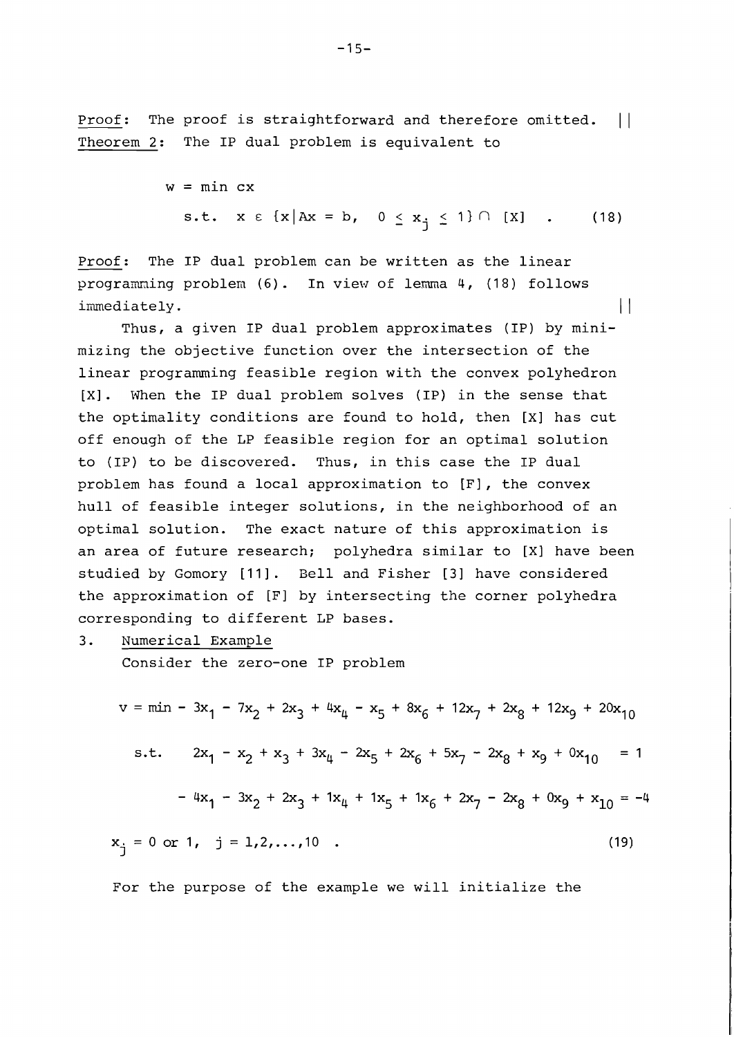Proof: The proof is straightforward and therefore omitted. ||

Theorem 2: The IP dual problem is equivalent to

$$w = \min cx$$

$$\text{s.t.} \quad x \in \{x | Ax = b, \ 0 \leq x_j \leq 1\} \cap [X] \quad . \tag{18}$$

Proof: The IP dual problem can be written as the linear programming problem (6). In view of lemma 4, (18) follows immediately. ||

Thus, a given IP dual problem approximates (IP) by minimizing the objective function over the intersection of the linear programming feasible region with the convex polyhedron [X]. When the IP dual problem solves (IP) in the sense that the optimality conditions are found to hold, then [X] has cut off enough of the LP feasible region for an optimal solution to (IP) to be discovered. Thus, in this case the IP dual problem has found a local approximation to [F], the convex hull of feasible integer solutions, in the neighborhood of an optimal solution. The exact nature of this approximation is an area of future research; polyhedra similar to [X] have been studied by Gomory [11]. Bell and Fisher [3] have considered the approximation of [F] by intersecting the corner polyhedra corresponding to different LP bases.

## 3. Numerical Example

Consider the zero-one IP problem

$$v = \min -3x_1 - 7x_2 + 2x_3 + 4x_4 - x_5 + 8x_6 + 12x_7 + 2x_8 + 12x_9 + 20x_{10}$$

$$\text{s.t.} \quad 2x_1 - x_2 + x_3 + 3x_4 - 2x_5 + 2x_6 + 5x_7 - 2x_8 + x_9 + 0x_{10} = 1$$

$$-4x_1 - 3x_2 + 2x_3 + 1x_4 + 1x_5 + 1x_6 + 2x_7 - 2x_8 + 0x_9 + x_{10} = -4$$

$$x_j = 0 \text{ or } 1, \ j = 1,2,\ldots,10 \quad . \tag{19}$$

For the purpose of the example we will initialize the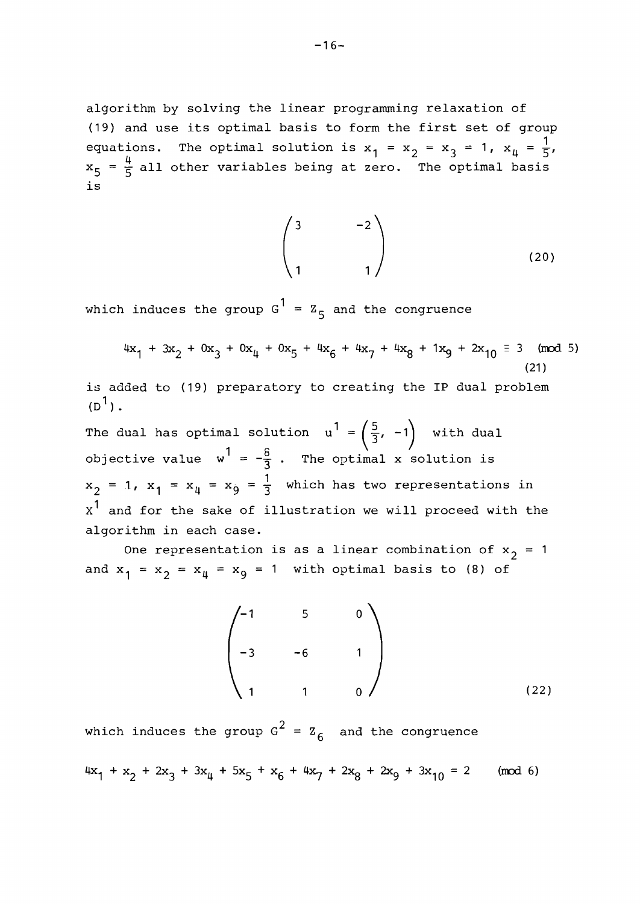algorithm by solving the linear programming relaxation of (19) and use its optimal basis to form the first set of group equations. The optimal solution is $x_1 = x_2 = x_3 = 1$, $x_4 = \frac{1}{5}$, $x_5 = \frac{4}{5}$ all other variables being at zero. The optimal basis is

$$\begin{pmatrix} 3 & -2 \\ 1 & 1 \end{pmatrix} \tag{20}$$

which induces the group $G^1 = Z_5$ and the congruence

$$4x_1 + 3x_2 + 0x_3 + 0x_4 + 0x_5 + 4x_6 + 4x_7 + 4x_8 + 1x_9 + 2x_{10} \equiv 3 \pmod 5 \tag{21}$$

is added to (19) preparatory to creating the IP dual problem $(D^1)$.

The dual has optimal solution $u^1 = \left(\frac{5}{3}, -1\right)$ with dual objective value $w^1 = -\frac{8}{3}$. The optimal x solution is $x_2 = 1$, $x_1 = x_4 = x_9 = \frac{1}{3}$ which has two representations in $X^1$ and for the sake of illustration we will proceed with the algorithm in each case.

One representation is as a linear combination of $x_2 = 1$ and $x_1 = x_2 = x_4 = x_9 = 1$ with optimal basis to (8) of

$$\begin{pmatrix} -1 & 5 & 0 \\ -3 & -6 & 1 \\ 1 & 1 & 0 \end{pmatrix} \tag{22}$$

which induces the group $G^2 = Z_6$ and the congruence

$$4x_1 + x_2 + 2x_3 + 3x_4 + 5x_5 + x_6 + 4x_7 + 2x_8 + 2x_9 + 3x_{10} = 2 \pmod 6$$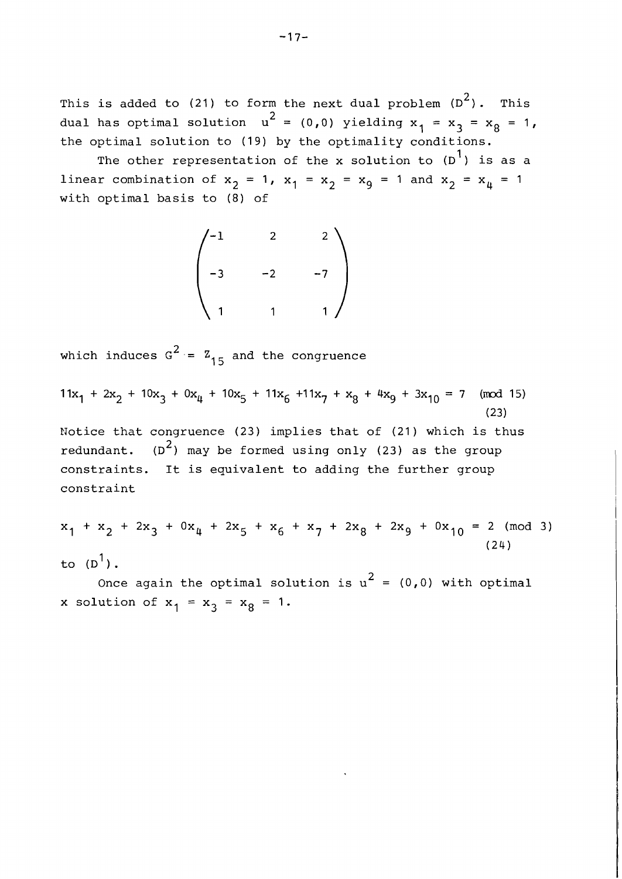This is added to (21) to form the next dual problem $(D^2)$. This dual has optimal solution $u^2 = (0,0)$ yielding $x_1 = x_3 = x_8 = 1$, the optimal solution to (19) by the optimality conditions.

The other representation of the x solution to $(D^1)$ is as a linear combination of $x_2 = 1$, $x_1 = x_2 = x_9 = 1$ and $x_2 = x_4 = 1$ with optimal basis to (8) of

$$\begin{pmatrix} -1 & 2 & 2 \\ -3 & -2 & -7 \\ 1 & 1 & 1 \end{pmatrix}$$

which induces $G^2 = Z_{15}$ and the congruence

$$11x_1 + 2x_2 + 10x_3 + 0x_4 + 10x_5 + 11x_6 + 11x_7 + x_8 + 4x_9 + 3x_{10} = 7 \pmod{15} \tag{23}$$

Notice that congruence (23) implies that of (21) which is thus redundant. $(D^2)$ may be formed using only (23) as the group constraints. It is equivalent to adding the further group constraint

$$x_1 + x_2 + 2x_3 + 0x_4 + 2x_5 + x_6 + x_7 + 2x_8 + 2x_9 + 0x_{10} = 2 \pmod{3} \tag{24}$$

to $(D^1)$.

Once again the optimal solution is $u^2 = (0,0)$ with optimal x solution of $x_1 = x_3 = x_8 = 1$.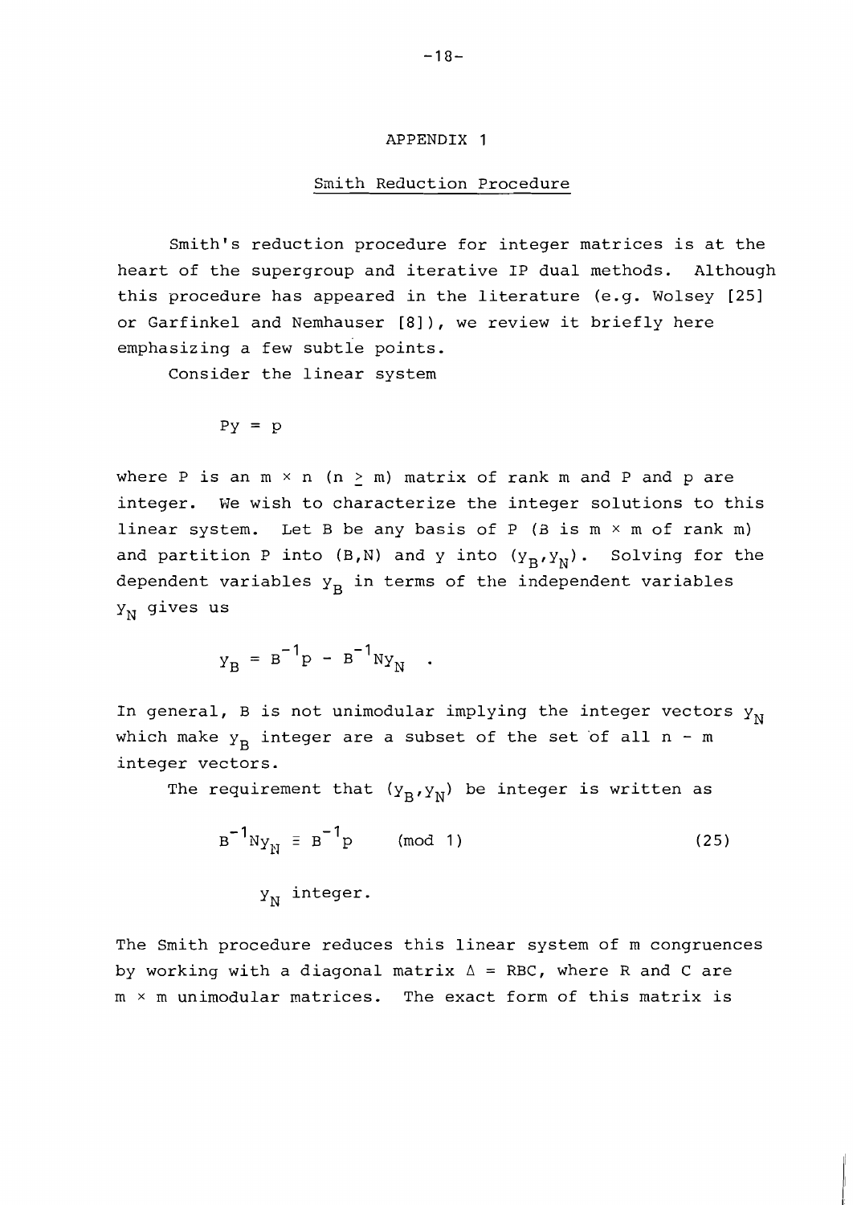# APPENDIX 1

## Smith Reduction Procedure

Smith's reduction procedure for integer matrices is at the heart of the supergroup and iterative IP dual methods. Although this procedure has appeared in the literature (e.g. Wolsey [25] or Garfinkel and Nemhauser [8]), we review it briefly here emphasizing a few subtle points.

Consider the linear system

$$Py = p$$

where P is an $m \times n$ $(n \geq m)$ matrix of rank m and P and p are integer. We wish to characterize the integer solutions to this linear system. Let B be any basis of P (B is $m \times m$ of rank m) and partition P into (B,N) and y into $(y_B, y_N)$. Solving for the dependent variables $y_B$ in terms of the independent variables $y_N$ gives us

$$y_B = B^{-1}p - B^{-1}Ny_N \quad .$$

In general, B is not unimodular implying the integer vectors $y_N$ which make $y_B$ integer are a subset of the set of all $n - m$ integer vectors.

The requirement that $(y_B, y_N)$ be integer is written as

$$B^{-1}Ny_N \equiv B^{-1}p \qquad (\text{mod } 1) \tag{25}$$

$$y_N \text{ integer.}$$

The Smith procedure reduces this linear system of m congruences by working with a diagonal matrix $\Delta = RBC$, where R and C are $m \times m$ unimodular matrices. The exact form of this matrix is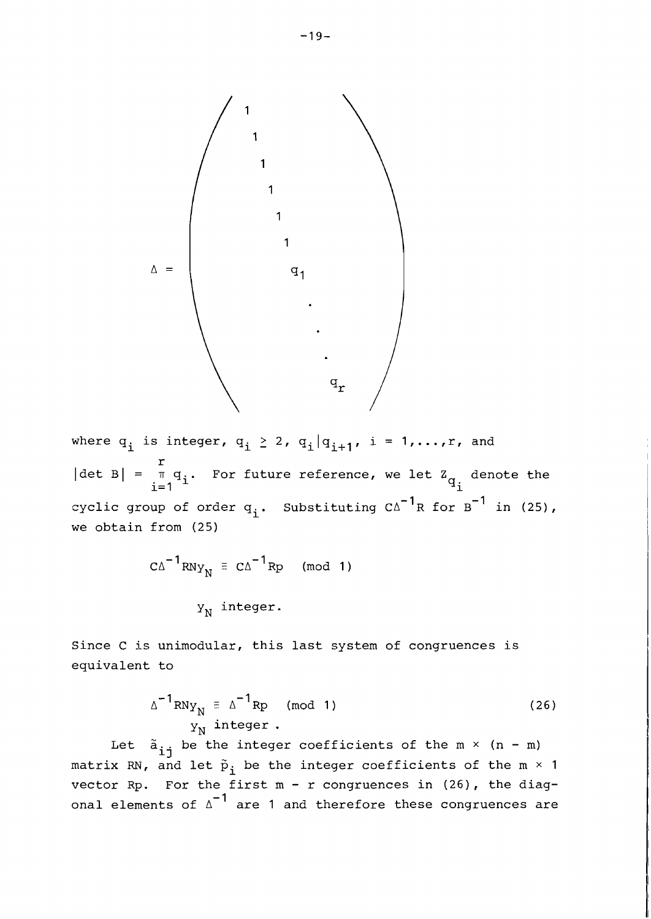$$\Delta = \begin{pmatrix} 1 & & & & & & & & & \\ & 1 & & & & & & & & \\ & & 1 & & & & & & & \\ & & & 1 & & & & & & \\ & & & & 1 & & & & & \\ & & & & & 1 & & & & \\ & & & & & & q_1 & & & \\ & & & & & & & \cdot & & \\ & & & & & & & & \cdot & \\ & & & & & & & & & \cdot \\ & & & & & & & & & & q_r \end{pmatrix}$$

where $q_i$ is integer, $q_i \geq 2$, $q_i | q_{i+1}$, $i = 1,\ldots,r$, and $|\det B| = \prod_{i=1}^{r} q_i$. For future reference, we let $Z_{q_i}$ denote the cyclic group of order $q_i$. Substituting $C\Delta^{-1}R$ for $B^{-1}$ in (25), we obtain from (25)

$$C\Delta^{-1}RNy_N \equiv C\Delta^{-1}Rp \pmod 1$$

$$y_N \text{ integer.}$$

Since C is unimodular, this last system of congruences is equivalent to

$$\Delta^{-1}RNy_N \equiv \Delta^{-1}Rp \pmod 1 \tag{26}$$
$$y_N \text{ integer .}$$

Let $\tilde{a}_{ij}$ be the integer coefficients of the $m \times (n - m)$ matrix RN, and let $\tilde{p}_i$ be the integer coefficients of the $m \times 1$ vector Rp. For the first $m - r$ congruences in (26), the diagonal elements of $\Delta^{-1}$ are 1 and therefore these congruences are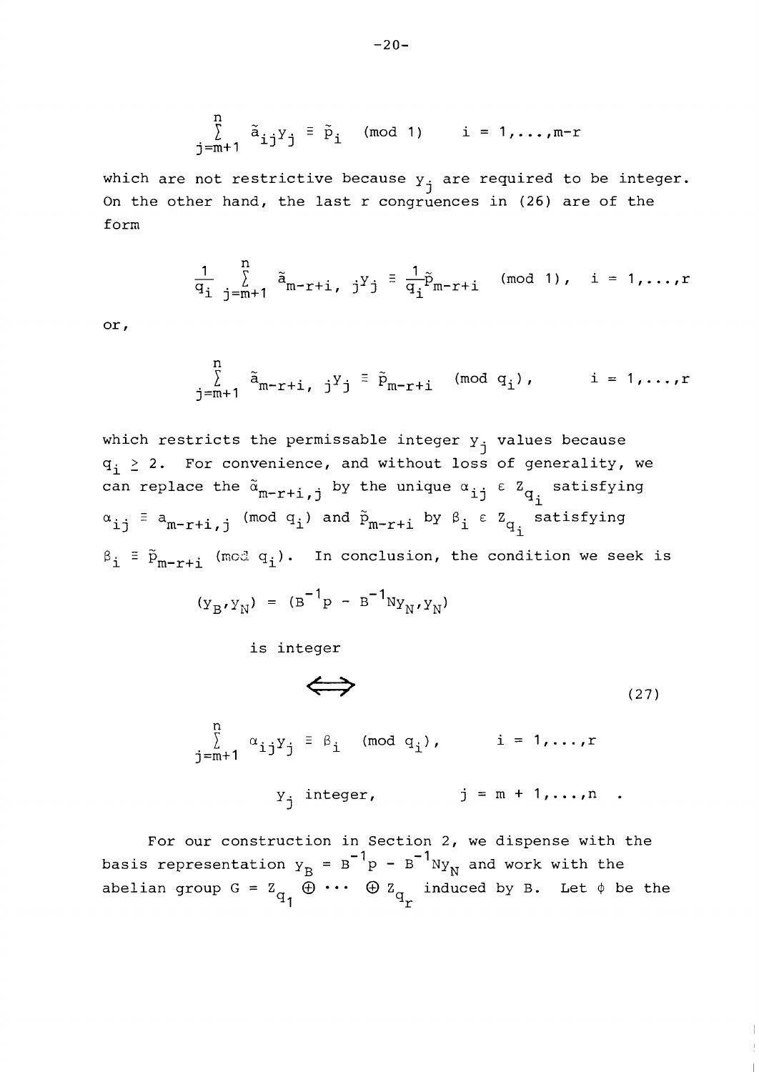$$\sum_{j=m+1}^{n} \tilde{a}_{ij} y_j \equiv \tilde{p}_i \pmod 1 \qquad i = 1,\ldots,m-r$$

which are not restrictive because $y_j$ are required to be integer. On the other hand, the last r congruences in (26) are of the form

$$\frac{1}{q_i} \sum_{j=m+1}^{n} \tilde{a}_{m-r+i,\,j} y_j \equiv \frac{1}{q_i} \tilde{p}_{m-r+i} \pmod 1, \quad i = 1,\ldots,r$$

or,

$$\sum_{j=m+1}^{n} \tilde{a}_{m-r+i,\,j} y_j \equiv \tilde{p}_{m-r+i} \pmod{q_i}, \qquad i = 1,\ldots,r$$

which restricts the permissable integer $y_j$ values because $q_i \geq 2$. For convenience, and without loss of generality, we can replace the $\tilde{\alpha}_{m-r+i,j}$ by the unique $\alpha_{ij} \in Z_{q_i}$ satisfying $\alpha_{ij} \equiv a_{m-r+i,j} \pmod{q_i}$ and $\tilde{p}_{m-r+i}$ by $\beta_i \in Z_{q_i}$ satisfying $\beta_i \equiv \tilde{p}_{m-r+i} \pmod{q_i}$. In conclusion, the condition we seek is

$$(y_B, y_N) = (B^{-1}p - B^{-1}Ny_N, y_N)$$

is integer

$$\Longleftrightarrow \tag{27}$$

$$\sum_{j=m+1}^{n} \alpha_{ij} y_j \equiv \beta_i \pmod{q_i}, \qquad i = 1,\ldots,r$$

$$y_j \text{ integer}, \qquad j = m+1,\ldots,n \quad .$$

For our construction in Section 2, we dispense with the basis representation $y_B = B^{-1}p - B^{-1}Ny_N$ and work with the abelian group $G = Z_{q_1} \oplus \cdots \oplus Z_{q_r}$ induced by B. Let $\phi$ be the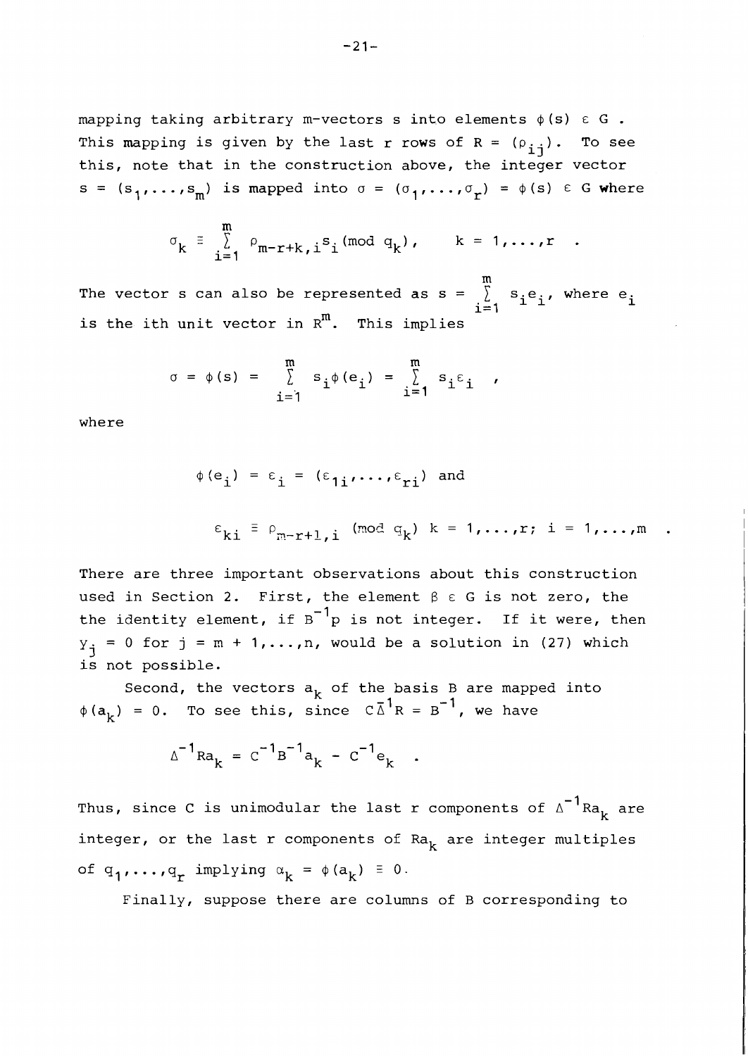mapping taking arbitrary m-vectors s into elements $\phi(s) \in G$. This mapping is given by the last r rows of $R = (\rho_{ij})$. To see this, note that in the construction above, the integer vector $s = (s_1,\ldots,s_m)$ is mapped into $\sigma = (\sigma_1,\ldots,\sigma_r) = \phi(s) \in G$ where

$$\sigma_k \equiv \sum_{i=1}^{m} \rho_{m-r+k,i} s_i \,(\text{mod } q_k), \qquad k = 1,\ldots,r \quad .$$

The vector s can also be represented as $s = \sum_{i=1}^{m} s_i e_i$, where $e_i$ is the ith unit vector in $R^m$. This implies

$$\sigma = \phi(s) = \sum_{i=1}^{m} s_i \phi(e_i) = \sum_{i=1}^{m} s_i \varepsilon_i \quad ,$$

where

$$\phi(e_i) = \varepsilon_i = (\varepsilon_{1i},\ldots,\varepsilon_{ri}) \text{ and}$$

$$\varepsilon_{ki} \equiv \rho_{m-r+1,i} \;(\text{mod } q_k) \;\; k = 1,\ldots,r; \; i = 1,\ldots,m \quad .$$

There are three important observations about this construction used in Section 2. First, the element $\beta \in G$ is not zero, the the identity element, if $B^{-1}p$ is not integer. If it were, then $y_j = 0$ for $j = m + 1,\ldots,n$, would be a solution in (27) which is not possible.

Second, the vectors $a_k$ of the basis B are mapped into $\phi(a_k) = 0$. To see this, since $C\bar{\Delta}^1 R = B^{-1}$, we have

$$\Delta^{-1} R a_k = C^{-1} B^{-1} a_k - C^{-1} e_k \quad .$$

Thus, since C is unimodular the last r components of $\Delta^{-1} R a_k$ are integer, or the last r components of $Ra_k$ are integer multiples of $q_1,\ldots,q_r$ implying $\alpha_k = \phi(a_k) \equiv 0$.

Finally, suppose there are columns of B corresponding to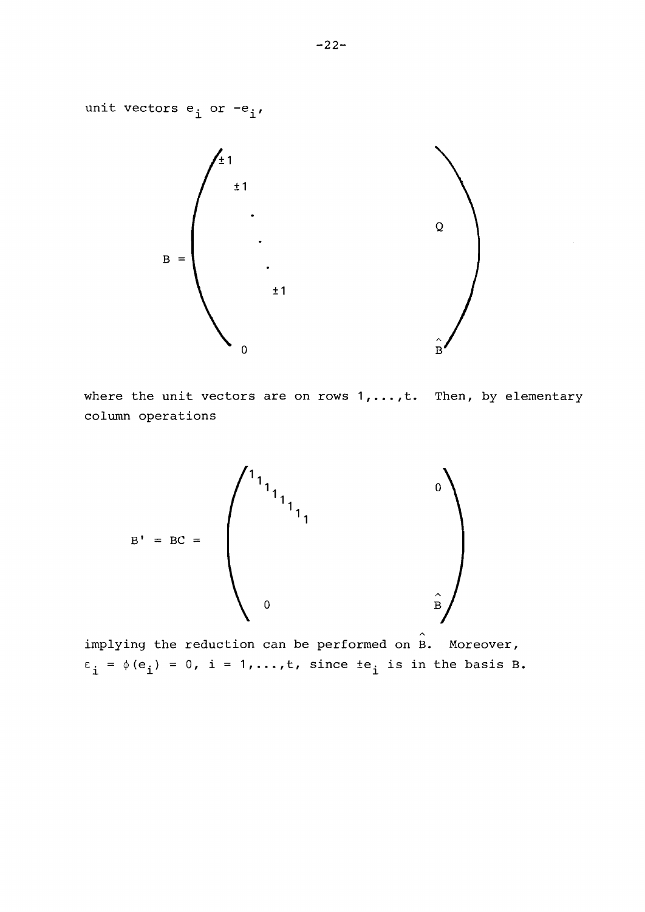unit vectors $e_i$ or $-e_i$,

$$
B = \begin{pmatrix} \pm 1 & & & & & \\ & \pm 1 & & & & Q \\ & & \cdot & & & \\ & & & \cdot & & \\ & & & & \pm 1 & \\ & 0 & & & & \hat{B} \end{pmatrix}
$$

where the unit vectors are on rows $1,\ldots,t$. Then, by elementary column operations

$$
B' = BC = \begin{pmatrix} 1 & & & & & & & 0 \\ & 1 & & & & & & \\ & & 1 & & & & & \\ & & & 1 & & & & \\ & & & & 1 & & & \\ & & & & & 1 & & \\ & & & & & & 1 & \\ & 0 & & & & & & \hat{B} \end{pmatrix}
$$

implying the reduction can be performed on $\hat{B}$. Moreover, $\varepsilon_i = \phi(e_i) = 0$, $i = 1,\ldots,t$, since $\pm e_i$ is in the basis B.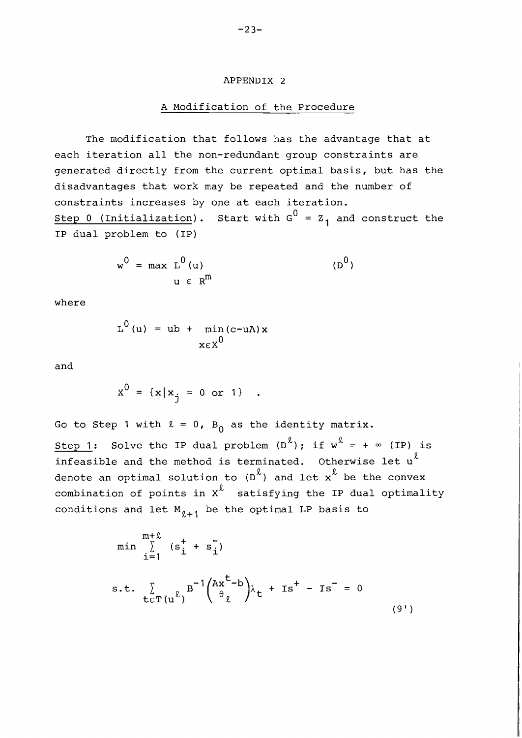# APPENDIX 2

## A Modification of the Procedure

The modification that follows has the advantage that at each iteration all the non-redundant group constraints are generated directly from the current optimal basis, but has the disadvantages that work may be repeated and the number of constraints increases by one at each iteration.

Step 0 (Initialization). Start with $G^0 = Z_1$ and construct the IP dual problem to (IP)

$$w^0 = \max_{u \in R^m} L^0(u) \qquad (D^0)$$

where

$$L^0(u) = ub + \min_{x \in X^0} (c-uA)x$$

and

$$X^0 = \{x | x_j = 0 \text{ or } 1\} \quad .$$

Go to Step 1 with $\ell = 0$, $B_0$ as the identity matrix.

Step 1: Solve the IP dual problem $(D^\ell)$; if $w^\ell = +\infty$ (IP) is infeasible and the method is terminated. Otherwise let $u^\ell$ denote an optimal solution to $(D^\ell)$ and let $x^\ell$ be the convex combination of points in $X^\ell$ satisfying the IP dual optimality conditions and let $M_{\ell+1}$ be the optimal LP basis to

$$\min \sum_{i=1}^{m+\ell} (s_i^+ + s_i^-)$$

$$\text{s.t.} \sum_{t \in T(u^\ell)} B^{-1} \begin{pmatrix} Ax^t - b \\ \theta_\ell \end{pmatrix} \lambda_t + Is^+ - Is^- = 0 \qquad (9')$$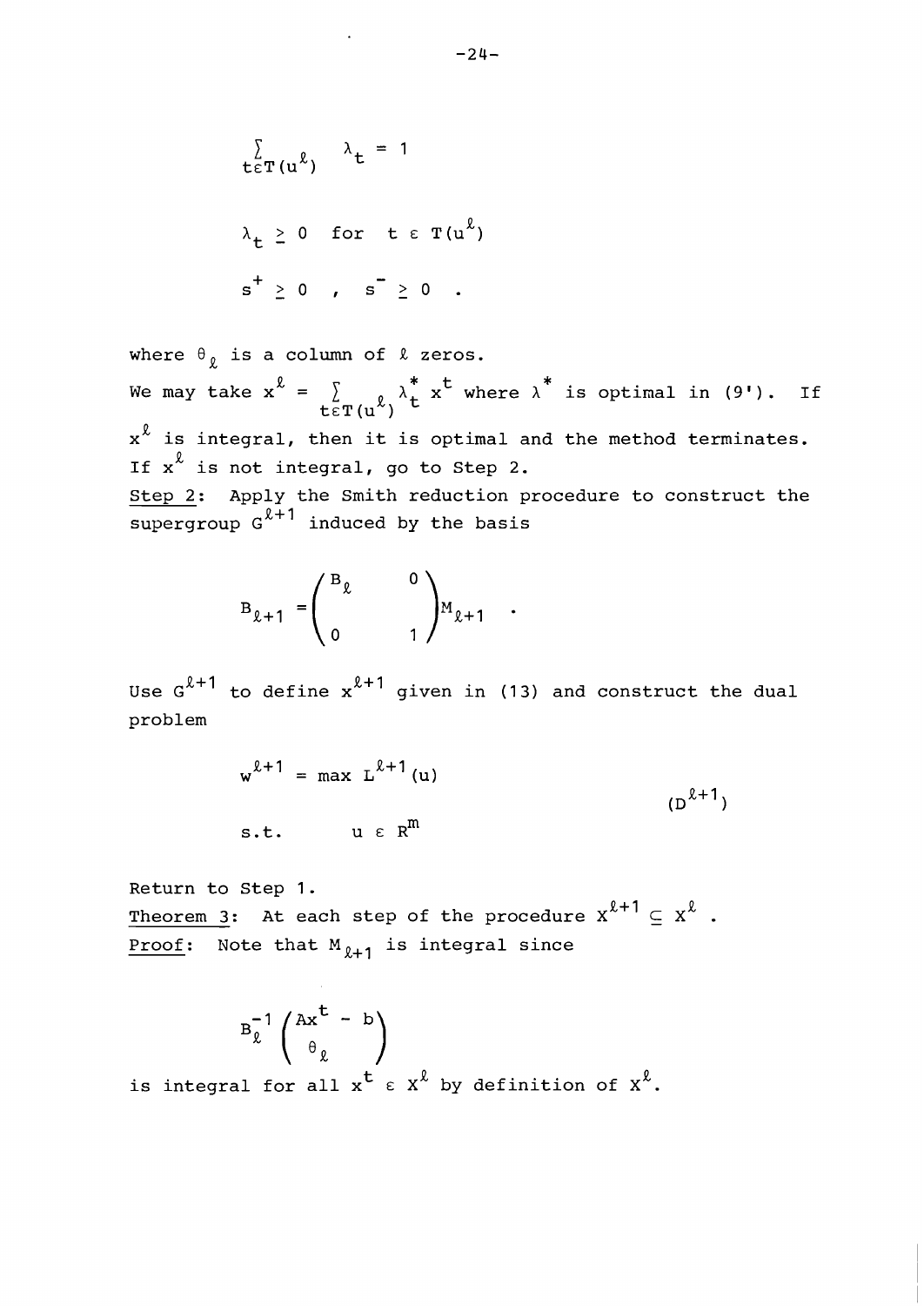$$\sum_{t \varepsilon T(u^\ell)} \lambda_t = 1$$

$$\lambda_t \geq 0 \quad \text{for} \quad t \varepsilon T(u^\ell)$$

$$s^+ \geq 0 \quad , \quad s^- \geq 0 \quad .$$

where $\theta_\ell$ is a column of $\ell$ zeros.

We may take $x^\ell = \sum_{t \varepsilon T(u^\ell)} \lambda_t^* x^t$ where $\lambda^*$ is optimal in (9'). If $x^\ell$ is integral, then it is optimal and the method terminates. If $x^\ell$ is not integral, go to Step 2.

Step 2: Apply the Smith reduction procedure to construct the supergroup $G^{\ell+1}$ induced by the basis

$$B_{\ell+1} = \begin{pmatrix} B_\ell & 0 \\ 0 & 1 \end{pmatrix} M_{\ell+1} \quad .$$

Use $G^{\ell+1}$ to define $x^{\ell+1}$ given in (13) and construct the dual problem

$$w^{\ell+1} = \max L^{\ell+1}(u)$$

$$\text{s.t.} \qquad u \; \varepsilon \; R^m \qquad\qquad (D^{\ell+1})$$

Return to Step 1.

Theorem 3: At each step of the procedure $X^{\ell+1} \subseteq X^\ell$ .

Proof: Note that $M_{\ell+1}$ is integral since

$$B_\ell^{-1} \begin{pmatrix} Ax^t - b \\ \theta_\ell \end{pmatrix}$$

is integral for all $x^t \; \varepsilon \; X^\ell$ by definition of $X^\ell$.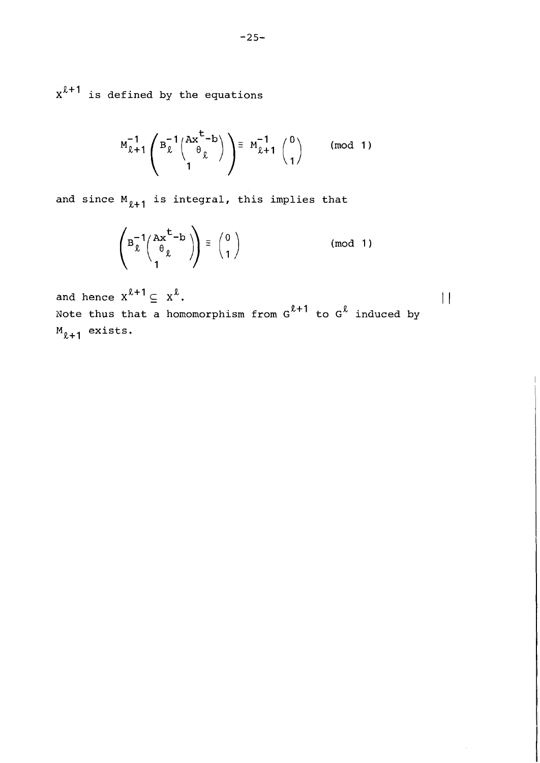$X^{\ell+1}$ is defined by the equations

$$M_{\ell+1}^{-1}\left(B_{\ell}^{-1}\begin{pmatrix}Ax^{t}-b\\ \theta_{\ell}\\ 1\end{pmatrix}\right) \equiv M_{\ell+1}^{-1}\begin{pmatrix}0\\1\end{pmatrix} \qquad (\text{mod } 1)$$

and since $M_{\ell+1}$ is integral, this implies that

$$\left(B_{\ell}^{-1}\begin{pmatrix}Ax^{t}-b\\ \theta_{\ell}\\ 1\end{pmatrix}\right) \equiv \begin{pmatrix}0\\1\end{pmatrix} \qquad (\text{mod } 1)$$

and hence $X^{\ell+1} \subseteq X^{\ell}$. ||

Note thus that a homomorphism from $G^{\ell+1}$ to $G^{\ell}$ induced by $M_{\ell+1}$ exists.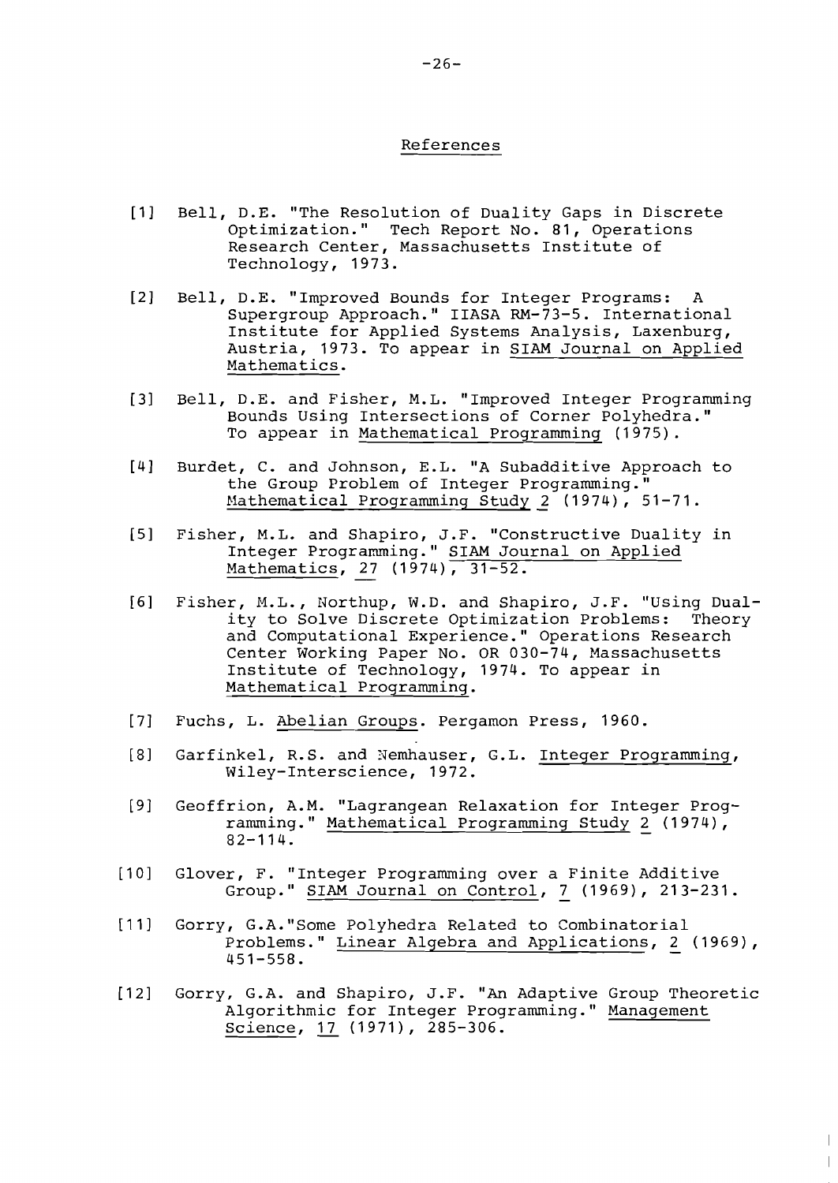## References

[1] Bell, D.E. "The Resolution of Duality Gaps in Discrete Optimization." Tech Report No. 81, Operations Research Center, Massachusetts Institute of Technology, 1973.

[2] Bell, D.E. "Improved Bounds for Integer Programs: A Supergroup Approach." IIASA RM-73-5. International Institute for Applied Systems Analysis, Laxenburg, Austria, 1973. To appear in <u>SIAM Journal on Applied Mathematics</u>.

[3] Bell, D.E. and Fisher, M.L. "Improved Integer Programming Bounds Using Intersections of Corner Polyhedra." To appear in <u>Mathematical Programming</u> (1975).

[4] Burdet, C. and Johnson, E.L. "A Subadditive Approach to the Group Problem of Integer Programming." <u>Mathematical Programming Study 2</u> (1974), 51-71.

[5] Fisher, M.L. and Shapiro, J.F. "Constructive Duality in Integer Programming." <u>SIAM Journal on Applied Mathematics, 27</u> (1974), 31-52.

[6] Fisher, M.L., Northup, W.D. and Shapiro, J.F. "Using Duality to Solve Discrete Optimization Problems: Theory and Computational Experience." Operations Research Center Working Paper No. OR 030-74, Massachusetts Institute of Technology, 1974. To appear in <u>Mathematical Programming</u>.

[7] Fuchs, L. <u>Abelian Groups</u>. Pergamon Press, 1960.

[8] Garfinkel, R.S. and Nemhauser, G.L. <u>Integer Programming</u>, Wiley-Interscience, 1972.

[9] Geoffrion, A.M. "Lagrangean Relaxation for Integer Programming." <u>Mathematical Programming Study 2</u> (1974), 82-114.

[10] Glover, F. "Integer Programming over a Finite Additive Group." <u>SIAM Journal on Control, 7</u> (1969), 213-231.

[11] Gorry, G.A. "Some Polyhedra Related to Combinatorial Problems." <u>Linear Algebra and Applications, 2</u> (1969), 451-558.

[12] Gorry, G.A. and Shapiro, J.F. "An Adaptive Group Theoretic Algorithmic for Integer Programming." <u>Management Science, 17</u> (1971), 285-306.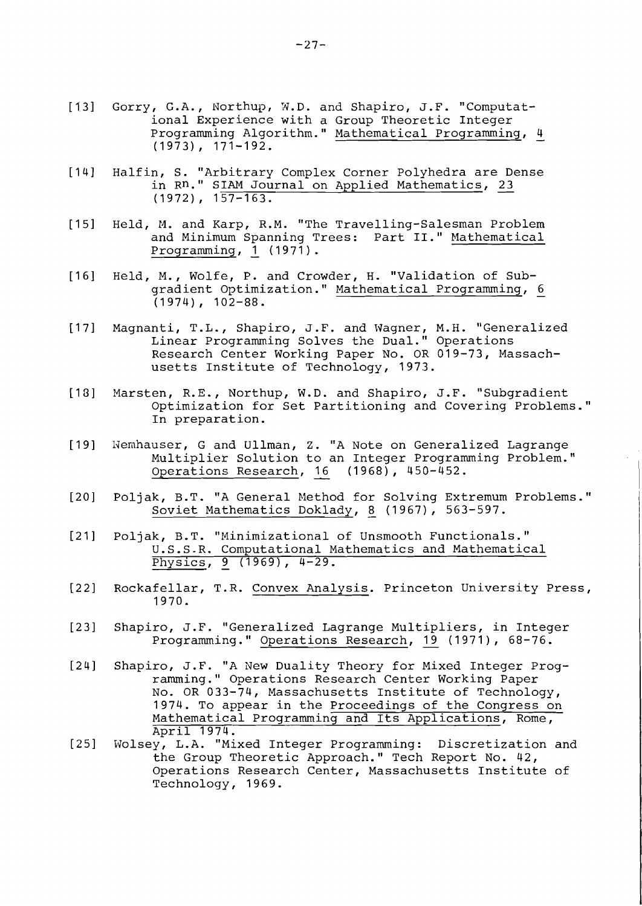[13] Gorry, G.A., Northup, W.D. and Shapiro, J.F. "Computational Experience with a Group Theoretic Integer Programming Algorithm." Mathematical Programming, 4 (1973), 171-192.

[14] Halfin, S. "Arbitrary Complex Corner Polyhedra are Dense in $R^n$." SIAM Journal on Applied Mathematics, 23 (1972), 157-163.

[15] Held, M. and Karp, R.M. "The Travelling-Salesman Problem and Minimum Spanning Trees: Part II." Mathematical Programming, 1 (1971).

[16] Held, M., Wolfe, P. and Crowder, H. "Validation of Subgradient Optimization." Mathematical Programming, 6 (1974), 102-88.

[17] Magnanti, T.L., Shapiro, J.F. and Wagner, M.H. "Generalized Linear Programming Solves the Dual." Operations Research Center Working Paper No. OR 019-73, Massachusetts Institute of Technology, 1973.

[18] Marsten, R.E., Northup, W.D. and Shapiro, J.F. "Subgradient Optimization for Set Partitioning and Covering Problems." In preparation.

[19] Nemhauser, G and Ullman, Z. "A Note on Generalized Lagrange Multiplier Solution to an Integer Programming Problem." Operations Research, 16 (1968), 450-452.

[20] Poljak, B.T. "A General Method for Solving Extremum Problems." Soviet Mathematics Doklady, 8 (1967), 563-597.

[21] Poljak, B.T. "Minimizational of Unsmooth Functionals." U.S.S.R. Computational Mathematics and Mathematical Physics, 9 (1969), 4-29.

[22] Rockafellar, T.R. Convex Analysis. Princeton University Press, 1970.

[23] Shapiro, J.F. "Generalized Lagrange Multipliers, in Integer Programming." Operations Research, 19 (1971), 68-76.

[24] Shapiro, J.F. "A New Duality Theory for Mixed Integer Programming." Operations Research Center Working Paper No. OR 033-74, Massachusetts Institute of Technology, 1974. To appear in the Proceedings of the Congress on Mathematical Programming and Its Applications, Rome, April 1974.

[25] Wolsey, L.A. "Mixed Integer Programming: Discretization and the Group Theoretic Approach." Tech Report No. 42, Operations Research Center, Massachusetts Institute of Technology, 1969.